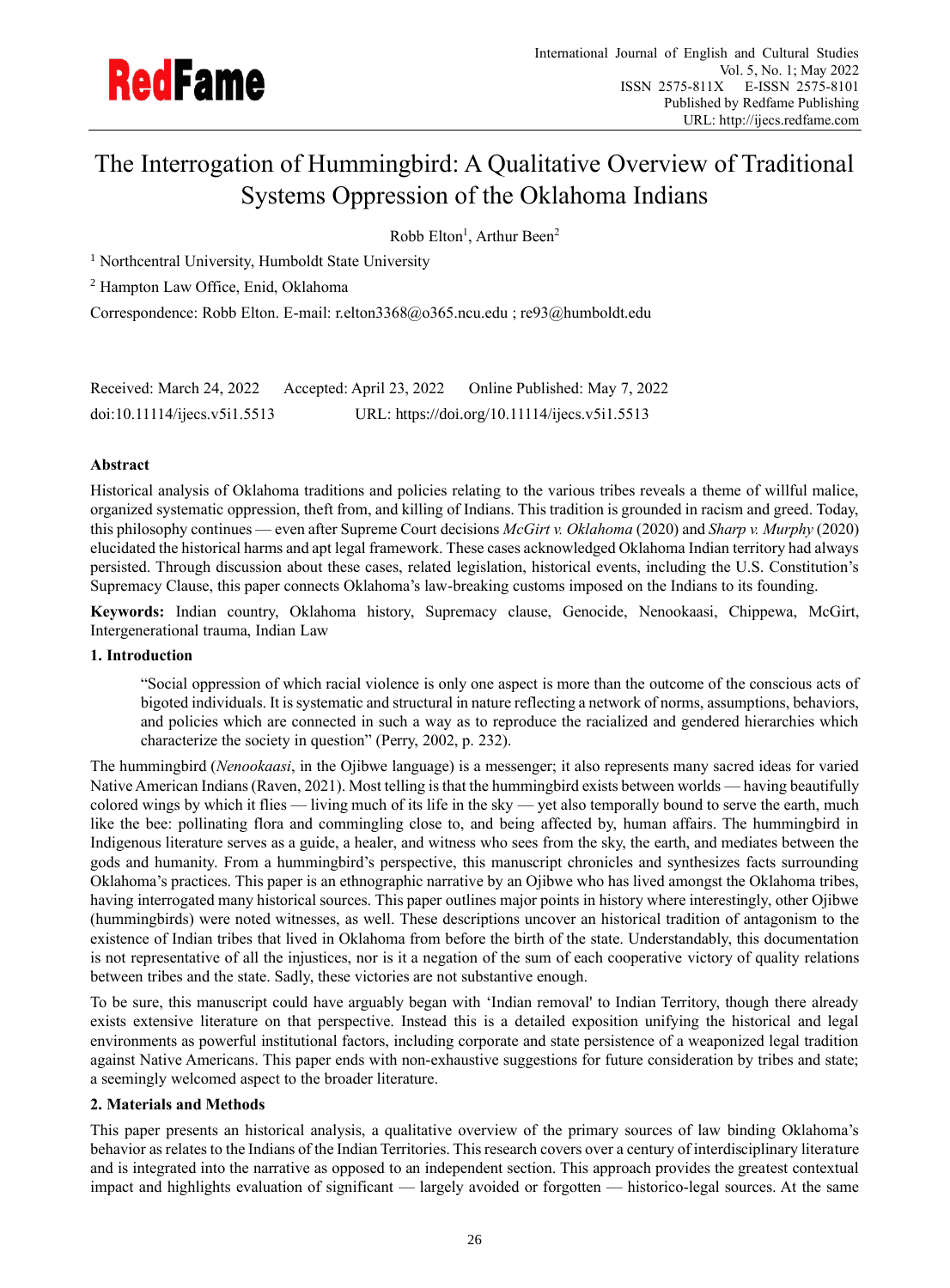# The Interrogation of Hummingbird: A Qualitative Overview of Traditional Systems Oppression of the Oklahoma Indians

Robb Elton[1], Arthur Been[2]

[1] Northcentral University, Humboldt State University

[2] Hampton Law Office, Enid, Oklahoma

Correspondence: Robb Elton. E-mail: r.elton3368@o365.ncu.edu ; re93@humboldt.edu

Received: March 24, 2022 Accepted: April 23, 2022 Online Published: May 7, 2022

doi:10.11114/ijecs.v5i1.5513 URL: https://doi.org/10.11114/ijecs.v5i1.5513

## Abstract

Historical analysis of Oklahoma traditions and policies relating to the various tribes reveals a theme of willful malice, organized systematic oppression, theft from, and killing of Indians. This tradition is grounded in racism and greed. Today, this philosophy continues — even after Supreme Court decisions *McGirt v. Oklahoma* (2020) and *Sharp v. Murphy* (2020) elucidated the historical harms and apt legal framework. These cases acknowledged Oklahoma Indian territory had always persisted. Through discussion about these cases, related legislation, historical events, including the U.S. Constitution's Supremacy Clause, this paper connects Oklahoma's law-breaking customs imposed on the Indians to its founding.

**Keywords:** Indian country, Oklahoma history, Supremacy clause, Genocide, Nenookaasi, Chippewa, McGirt, Intergenerational trauma, Indian Law

## 1. Introduction

> "Social oppression of which racial violence is only one aspect is more than the outcome of the conscious acts of bigoted individuals. It is systematic and structural in nature reflecting a network of norms, assumptions, behaviors, and policies which are connected in such a way as to reproduce the racialized and gendered hierarchies which characterize the society in question" (Perry, 2002, p. 232).

The hummingbird (*Nenookaasi*, in the Ojibwe language) is a messenger; it also represents many sacred ideas for varied Native American Indians (Raven, 2021). Most telling is that the hummingbird exists between worlds — having beautifully colored wings by which it flies — living much of its life in the sky — yet also temporally bound to serve the earth, much like the bee: pollinating flora and commingling close to, and being affected by, human affairs. The hummingbird in Indigenous literature serves as a guide, a healer, and witness who sees from the sky, the earth, and mediates between the gods and humanity. From a hummingbird's perspective, this manuscript chronicles and synthesizes facts surrounding Oklahoma's practices. This paper is an ethnographic narrative by an Ojibwe who has lived amongst the Oklahoma tribes, having interrogated many historical sources. This paper outlines major points in history where interestingly, other Ojibwe (hummingbirds) were noted witnesses, as well. These descriptions uncover an historical tradition of antagonism to the existence of Indian tribes that lived in Oklahoma from before the birth of the state. Understandably, this documentation is not representative of all the injustices, nor is it a negation of the sum of each cooperative victory of quality relations between tribes and the state. Sadly, these victories are not substantive enough.

To be sure, this manuscript could have arguably began with 'Indian removal' to Indian Territory, though there already exists extensive literature on that perspective. Instead this is a detailed exposition unifying the historical and legal environments as powerful institutional factors, including corporate and state persistence of a weaponized legal tradition against Native Americans. This paper ends with non-exhaustive suggestions for future consideration by tribes and state; a seemingly welcomed aspect to the broader literature.

## 2. Materials and Methods

This paper presents an historical analysis, a qualitative overview of the primary sources of law binding Oklahoma's behavior as relates to the Indians of the Indian Territories. This research covers over a century of interdisciplinary literature and is integrated into the narrative as opposed to an independent section. This approach provides the greatest contextual impact and highlights evaluation of significant — largely avoided or forgotten — historico-legal sources. At the same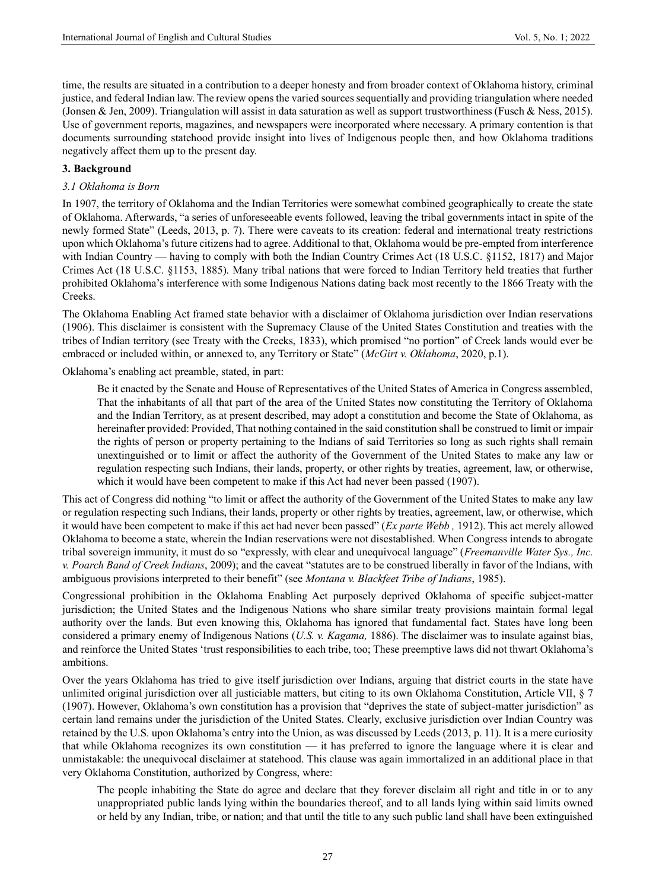time, the results are situated in a contribution to a deeper honesty and from broader context of Oklahoma history, criminal justice, and federal Indian law. The review opens the varied sources sequentially and providing triangulation where needed (Jonsen & Jen, 2009). Triangulation will assist in data saturation as well as support trustworthiness (Fusch & Ness, 2015). Use of government reports, magazines, and newspapers were incorporated where necessary. A primary contention is that documents surrounding statehood provide insight into lives of Indigenous people then, and how Oklahoma traditions negatively affect them up to the present day.

## 3. Background

### *3.1 Oklahoma is Born*

In 1907, the territory of Oklahoma and the Indian Territories were somewhat combined geographically to create the state of Oklahoma. Afterwards, "a series of unforeseeable events followed, leaving the tribal governments intact in spite of the newly formed State" (Leeds, 2013, p. 7). There were caveats to its creation: federal and international treaty restrictions upon which Oklahoma's future citizens had to agree. Additional to that, Oklahoma would be pre-empted from interference with Indian Country — having to comply with both the Indian Country Crimes Act (18 U.S.C. §1152, 1817) and Major Crimes Act (18 U.S.C. §1153, 1885). Many tribal nations that were forced to Indian Territory held treaties that further prohibited Oklahoma's interference with some Indigenous Nations dating back most recently to the 1866 Treaty with the Creeks.

The Oklahoma Enabling Act framed state behavior with a disclaimer of Oklahoma jurisdiction over Indian reservations (1906). This disclaimer is consistent with the Supremacy Clause of the United States Constitution and treaties with the tribes of Indian territory (see Treaty with the Creeks, 1833), which promised "no portion" of Creek lands would ever be embraced or included within, or annexed to, any Territory or State" (*McGirt v. Oklahoma*, 2020, p.1).

Oklahoma's enabling act preamble, stated, in part:

> Be it enacted by the Senate and House of Representatives of the United States of America in Congress assembled, That the inhabitants of all that part of the area of the United States now constituting the Territory of Oklahoma and the Indian Territory, as at present described, may adopt a constitution and become the State of Oklahoma, as hereinafter provided: Provided, That nothing contained in the said constitution shall be construed to limit or impair the rights of person or property pertaining to the Indians of said Territories so long as such rights shall remain unextinguished or to limit or affect the authority of the Government of the United States to make any law or regulation respecting such Indians, their lands, property, or other rights by treaties, agreement, law, or otherwise, which it would have been competent to make if this Act had never been passed (1907).

This act of Congress did nothing "to limit or affect the authority of the Government of the United States to make any law or regulation respecting such Indians, their lands, property or other rights by treaties, agreement, law, or otherwise, which it would have been competent to make if this act had never been passed" (*Ex parte Webb ,* 1912). This act merely allowed Oklahoma to become a state, wherein the Indian reservations were not disestablished. When Congress intends to abrogate tribal sovereign immunity, it must do so "expressly, with clear and unequivocal language" (*Freemanville Water Sys., Inc. v. Poarch Band of Creek Indians*, 2009); and the caveat "statutes are to be construed liberally in favor of the Indians, with ambiguous provisions interpreted to their benefit" (see *Montana v. Blackfeet Tribe of Indians*, 1985).

Congressional prohibition in the Oklahoma Enabling Act purposely deprived Oklahoma of specific subject-matter jurisdiction; the United States and the Indigenous Nations who share similar treaty provisions maintain formal legal authority over the lands. But even knowing this, Oklahoma has ignored that fundamental fact. States have long been considered a primary enemy of Indigenous Nations (*U.S. v. Kagama,* 1886). The disclaimer was to insulate against bias, and reinforce the United States 'trust responsibilities to each tribe, too; These preemptive laws did not thwart Oklahoma's ambitions.

Over the years Oklahoma has tried to give itself jurisdiction over Indians, arguing that district courts in the state have unlimited original jurisdiction over all justiciable matters, but citing to its own Oklahoma Constitution, Article VII, § 7 (1907). However, Oklahoma's own constitution has a provision that "deprives the state of subject-matter jurisdiction" as certain land remains under the jurisdiction of the United States. Clearly, exclusive jurisdiction over Indian Country was retained by the U.S. upon Oklahoma's entry into the Union, as was discussed by Leeds (2013, p. 11). It is a mere curiosity that while Oklahoma recognizes its own constitution — it has preferred to ignore the language where it is clear and unmistakable: the unequivocal disclaimer at statehood. This clause was again immortalized in an additional place in that very Oklahoma Constitution, authorized by Congress, where:

> The people inhabiting the State do agree and declare that they forever disclaim all right and title in or to any unappropriated public lands lying within the boundaries thereof, and to all lands lying within said limits owned or held by any Indian, tribe, or nation; and that until the title to any such public land shall have been extinguished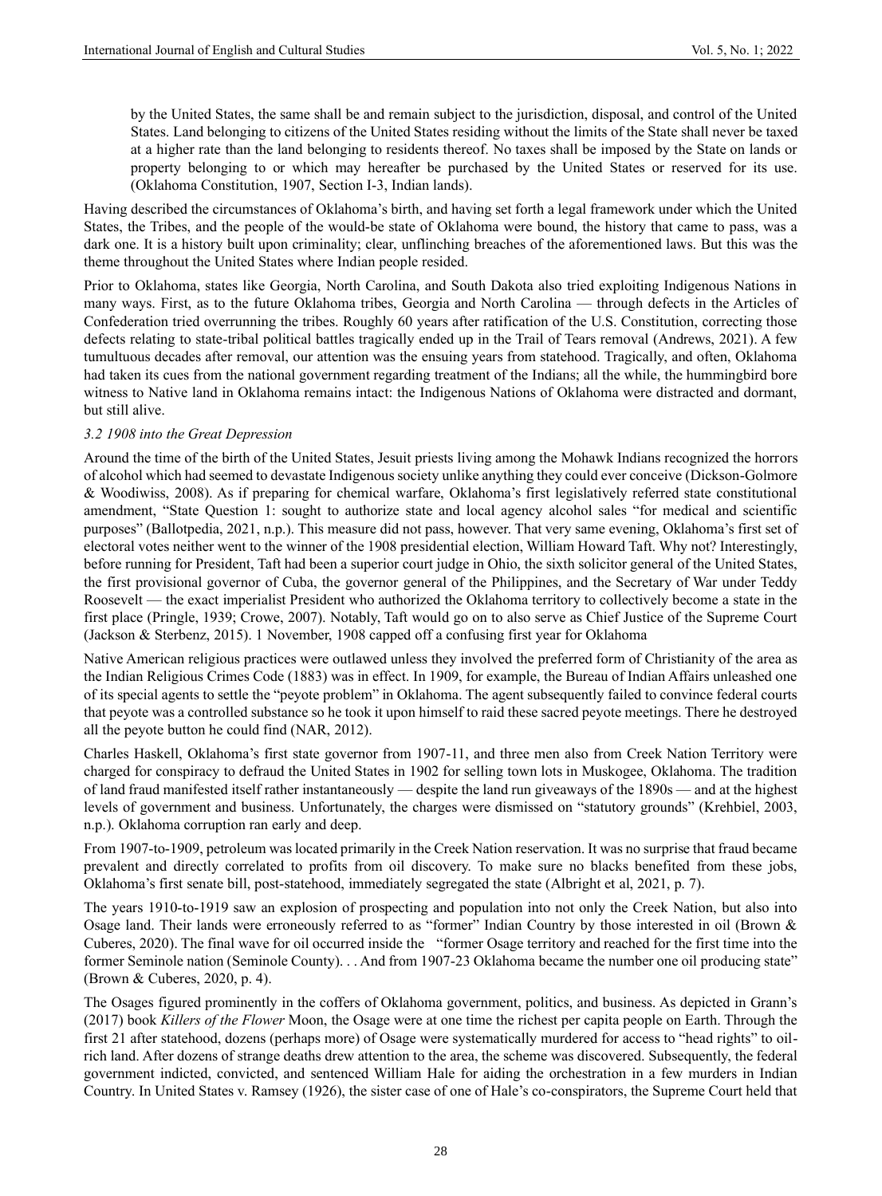by the United States, the same shall be and remain subject to the jurisdiction, disposal, and control of the United States. Land belonging to citizens of the United States residing without the limits of the State shall never be taxed at a higher rate than the land belonging to residents thereof. No taxes shall be imposed by the State on lands or property belonging to or which may hereafter be purchased by the United States or reserved for its use. (Oklahoma Constitution, 1907, Section I-3, Indian lands).

Having described the circumstances of Oklahoma's birth, and having set forth a legal framework under which the United States, the Tribes, and the people of the would-be state of Oklahoma were bound, the history that came to pass, was a dark one. It is a history built upon criminality; clear, unflinching breaches of the aforementioned laws. But this was the theme throughout the United States where Indian people resided.

Prior to Oklahoma, states like Georgia, North Carolina, and South Dakota also tried exploiting Indigenous Nations in many ways. First, as to the future Oklahoma tribes, Georgia and North Carolina — through defects in the Articles of Confederation tried overrunning the tribes. Roughly 60 years after ratification of the U.S. Constitution, correcting those defects relating to state-tribal political battles tragically ended up in the Trail of Tears removal (Andrews, 2021). A few tumultuous decades after removal, our attention was the ensuing years from statehood. Tragically, and often, Oklahoma had taken its cues from the national government regarding treatment of the Indians; all the while, the hummingbird bore witness to Native land in Oklahoma remains intact: the Indigenous Nations of Oklahoma were distracted and dormant, but still alive.

### *3.2 1908 into the Great Depression*

Around the time of the birth of the United States, Jesuit priests living among the Mohawk Indians recognized the horrors of alcohol which had seemed to devastate Indigenous society unlike anything they could ever conceive (Dickson-Golmore & Woodiwiss, 2008). As if preparing for chemical warfare, Oklahoma's first legislatively referred state constitutional amendment, "State Question 1: sought to authorize state and local agency alcohol sales "for medical and scientific purposes" (Ballotpedia, 2021, n.p.). This measure did not pass, however. That very same evening, Oklahoma's first set of electoral votes neither went to the winner of the 1908 presidential election, William Howard Taft. Why not? Interestingly, before running for President, Taft had been a superior court judge in Ohio, the sixth solicitor general of the United States, the first provisional governor of Cuba, the governor general of the Philippines, and the Secretary of War under Teddy Roosevelt — the exact imperialist President who authorized the Oklahoma territory to collectively become a state in the first place (Pringle, 1939; Crowe, 2007). Notably, Taft would go on to also serve as Chief Justice of the Supreme Court (Jackson & Sterbenz, 2015). 1 November, 1908 capped off a confusing first year for Oklahoma

Native American religious practices were outlawed unless they involved the preferred form of Christianity of the area as the Indian Religious Crimes Code (1883) was in effect. In 1909, for example, the Bureau of Indian Affairs unleashed one of its special agents to settle the "peyote problem" in Oklahoma. The agent subsequently failed to convince federal courts that peyote was a controlled substance so he took it upon himself to raid these sacred peyote meetings. There he destroyed all the peyote button he could find (NAR, 2012).

Charles Haskell, Oklahoma's first state governor from 1907-11, and three men also from Creek Nation Territory were charged for conspiracy to defraud the United States in 1902 for selling town lots in Muskogee, Oklahoma. The tradition of land fraud manifested itself rather instantaneously — despite the land run giveaways of the 1890s — and at the highest levels of government and business. Unfortunately, the charges were dismissed on "statutory grounds" (Krehbiel, 2003, n.p.). Oklahoma corruption ran early and deep.

From 1907-to-1909, petroleum was located primarily in the Creek Nation reservation. It was no surprise that fraud became prevalent and directly correlated to profits from oil discovery. To make sure no blacks benefited from these jobs, Oklahoma's first senate bill, post-statehood, immediately segregated the state (Albright et al, 2021, p. 7).

The years 1910-to-1919 saw an explosion of prospecting and population into not only the Creek Nation, but also into Osage land. Their lands were erroneously referred to as "former" Indian Country by those interested in oil (Brown & Cuberes, 2020). The final wave for oil occurred inside the "former Osage territory and reached for the first time into the former Seminole nation (Seminole County). . . And from 1907-23 Oklahoma became the number one oil producing state" (Brown & Cuberes, 2020, p. 4).

The Osages figured prominently in the coffers of Oklahoma government, politics, and business. As depicted in Grann's (2017) book *Killers of the Flower* Moon, the Osage were at one time the richest per capita people on Earth. Through the first 21 after statehood, dozens (perhaps more) of Osage were systematically murdered for access to "head rights" to oil-rich land. After dozens of strange deaths drew attention to the area, the scheme was discovered. Subsequently, the federal government indicted, convicted, and sentenced William Hale for aiding the orchestration in a few murders in Indian Country. In United States v. Ramsey (1926), the sister case of one of Hale's co-conspirators, the Supreme Court held that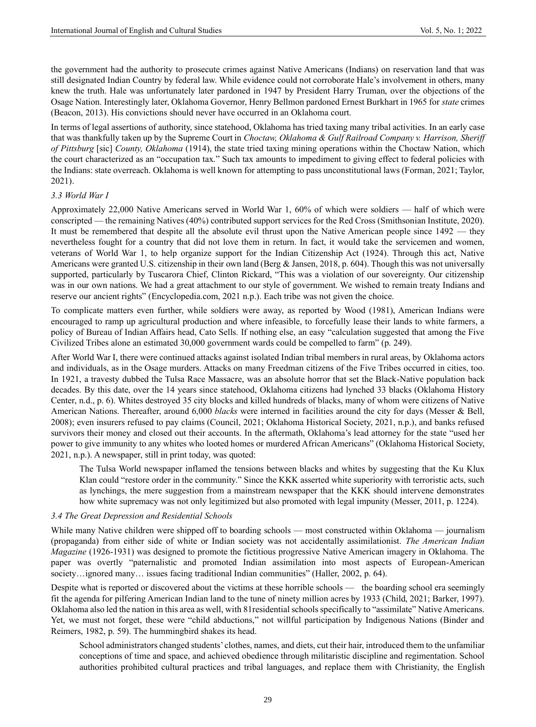the government had the authority to prosecute crimes against Native Americans (Indians) on reservation land that was still designated Indian Country by federal law. While evidence could not corroborate Hale's involvement in others, many knew the truth. Hale was unfortunately later pardoned in 1947 by President Harry Truman, over the objections of the Osage Nation. Interestingly later, Oklahoma Governor, Henry Bellmon pardoned Ernest Burkhart in 1965 for *state* crimes (Beacon, 2013). His convictions should never have occurred in an Oklahoma court.

In terms of legal assertions of authority, since statehood, Oklahoma has tried taxing many tribal activities. In an early case that was thankfully taken up by the Supreme Court in *Choctaw, Oklahoma & Gulf Railroad Company v. Harrison, Sheriff of Pittsburg* [sic] *County, Oklahoma* (1914), the state tried taxing mining operations within the Choctaw Nation, which the court characterized as an "occupation tax." Such tax amounts to impediment to giving effect to federal policies with the Indians: state overreach. Oklahoma is well known for attempting to pass unconstitutional laws (Forman, 2021; Taylor, 2021).

### *3.3 World War I*

Approximately 22,000 Native Americans served in World War 1, 60% of which were soldiers — half of which were conscripted — the remaining Natives (40%) contributed support services for the Red Cross (Smithsonian Institute, 2020). It must be remembered that despite all the absolute evil thrust upon the Native American people since 1492 — they nevertheless fought for a country that did not love them in return. In fact, it would take the servicemen and women, veterans of World War 1, to help organize support for the Indian Citizenship Act (1924). Through this act, Native Americans were granted U.S. citizenship in their own land (Berg & Jansen, 2018, p. 604). Though this was not universally supported, particularly by Tuscarora Chief, Clinton Rickard, "This was a violation of our sovereignty. Our citizenship was in our own nations. We had a great attachment to our style of government. We wished to remain treaty Indians and reserve our ancient rights" (Encyclopedia.com, 2021 n.p.). Each tribe was not given the choice.

To complicate matters even further, while soldiers were away, as reported by Wood (1981), American Indians were encouraged to ramp up agricultural production and where infeasible, to forcefully lease their lands to white farmers, a policy of Bureau of Indian Affairs head, Cato Sells. If nothing else, an easy "calculation suggested that among the Five Civilized Tribes alone an estimated 30,000 government wards could be compelled to farm" (p. 249).

After World War I, there were continued attacks against isolated Indian tribal members in rural areas, by Oklahoma actors and individuals, as in the Osage murders. Attacks on many Freedman citizens of the Five Tribes occurred in cities, too. In 1921, a travesty dubbed the Tulsa Race Massacre, was an absolute horror that set the Black-Native population back decades. By this date, over the 14 years since statehood, Oklahoma citizens had lynched 33 blacks (Oklahoma History Center, n.d., p. 6). Whites destroyed 35 city blocks and killed hundreds of blacks, many of whom were citizens of Native American Nations. Thereafter, around 6,000 *blacks* were interned in facilities around the city for days (Messer & Bell, 2008); even insurers refused to pay claims (Council, 2021; Oklahoma Historical Society, 2021, n.p.), and banks refused survivors their money and closed out their accounts. In the aftermath, Oklahoma's lead attorney for the state "used her power to give immunity to any whites who looted homes or murdered African Americans" (Oklahoma Historical Society, 2021, n.p.). A newspaper, still in print today, was quoted:

> The Tulsa World newspaper inflamed the tensions between blacks and whites by suggesting that the Ku Klux Klan could "restore order in the community." Since the KKK asserted white superiority with terroristic acts, such as lynchings, the mere suggestion from a mainstream newspaper that the KKK should intervene demonstrates how white supremacy was not only legitimized but also promoted with legal impunity (Messer, 2011, p. 1224).

### *3.4 The Great Depression and Residential Schools*

While many Native children were shipped off to boarding schools — most constructed within Oklahoma — journalism (propaganda) from either side of white or Indian society was not accidentally assimilationist. *The American Indian Magazine* (1926-1931) was designed to promote the fictitious progressive Native American imagery in Oklahoma. The paper was overtly "paternalistic and promoted Indian assimilation into most aspects of European-American society…ignored many… issues facing traditional Indian communities" (Haller, 2002, p. 64).

Despite what is reported or discovered about the victims at these horrible schools — the boarding school era seemingly fit the agenda for pilfering American Indian land to the tune of ninety million acres by 1933 (Child, 2021; Barker, 1997). Oklahoma also led the nation in this area as well, with 81residential schools specifically to "assimilate" Native Americans. Yet, we must not forget, these were "child abductions," not willful participation by Indigenous Nations (Binder and Reimers, 1982, p. 59). The hummingbird shakes its head.

> School administrators changed students' clothes, names, and diets, cut their hair, introduced them to the unfamiliar conceptions of time and space, and achieved obedience through militaristic discipline and regimentation. School authorities prohibited cultural practices and tribal languages, and replace them with Christianity, the English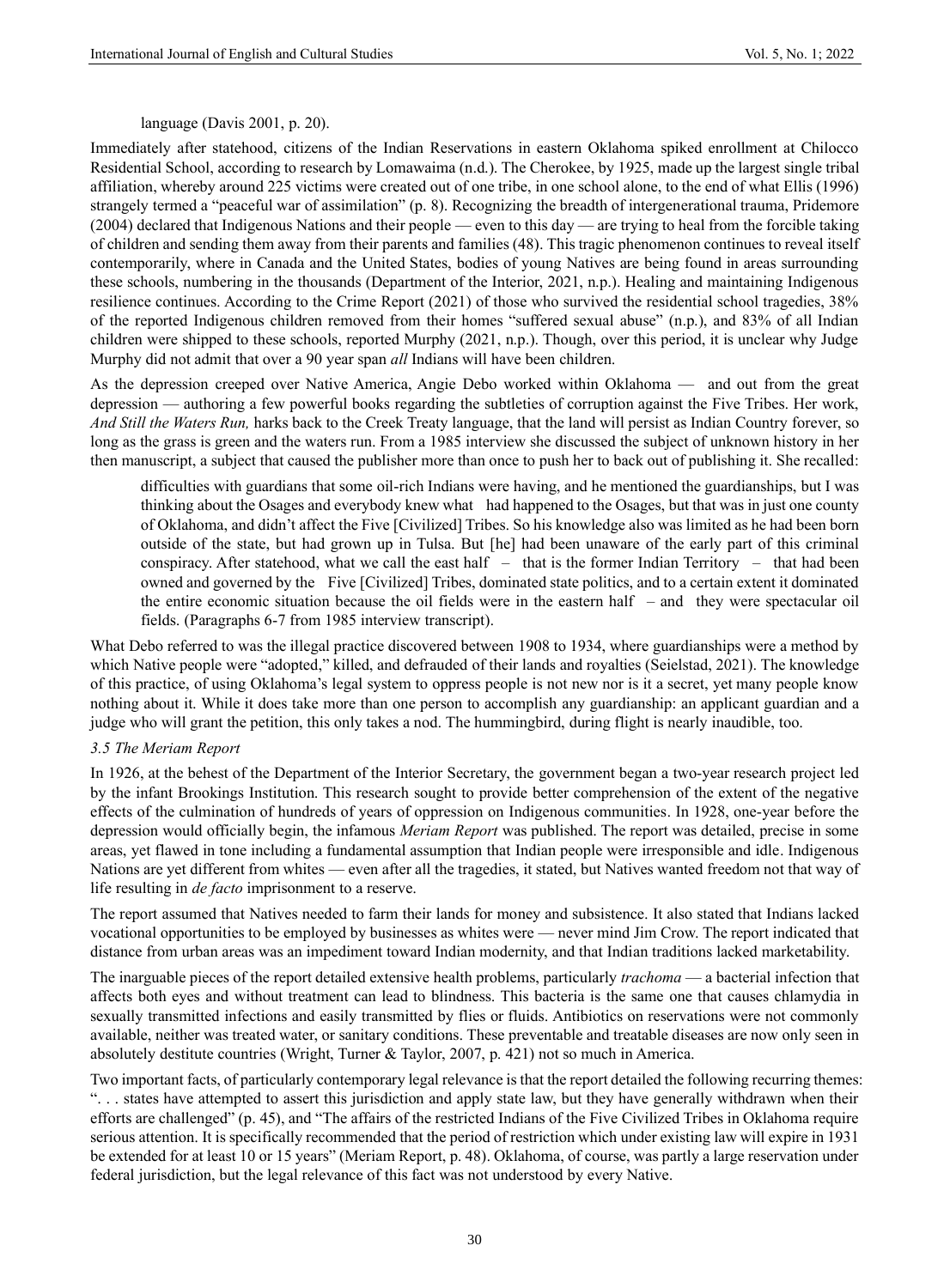language (Davis 2001, p. 20).

Immediately after statehood, citizens of the Indian Reservations in eastern Oklahoma spiked enrollment at Chilocco Residential School, according to research by Lomawaima (n.d.). The Cherokee, by 1925, made up the largest single tribal affiliation, whereby around 225 victims were created out of one tribe, in one school alone, to the end of what Ellis (1996) strangely termed a "peaceful war of assimilation" (p. 8). Recognizing the breadth of intergenerational trauma, Pridemore (2004) declared that Indigenous Nations and their people — even to this day — are trying to heal from the forcible taking of children and sending them away from their parents and families (48). This tragic phenomenon continues to reveal itself contemporarily, where in Canada and the United States, bodies of young Natives are being found in areas surrounding these schools, numbering in the thousands (Department of the Interior, 2021, n.p.). Healing and maintaining Indigenous resilience continues. According to the Crime Report (2021) of those who survived the residential school tragedies, 38% of the reported Indigenous children removed from their homes "suffered sexual abuse" (n.p.), and 83% of all Indian children were shipped to these schools, reported Murphy (2021, n.p.). Though, over this period, it is unclear why Judge Murphy did not admit that over a 90 year span *all* Indians will have been children.

As the depression creeped over Native America, Angie Debo worked within Oklahoma — and out from the great depression — authoring a few powerful books regarding the subtleties of corruption against the Five Tribes. Her work, *And Still the Waters Run,* harks back to the Creek Treaty language, that the land will persist as Indian Country forever, so long as the grass is green and the waters run. From a 1985 interview she discussed the subject of unknown history in her then manuscript, a subject that caused the publisher more than once to push her to back out of publishing it. She recalled:

> difficulties with guardians that some oil-rich Indians were having, and he mentioned the guardianships, but I was thinking about the Osages and everybody knew what had happened to the Osages, but that was in just one county of Oklahoma, and didn't affect the Five [Civilized] Tribes. So his knowledge also was limited as he had been born outside of the state, but had grown up in Tulsa. But [he] had been unaware of the early part of this criminal conspiracy. After statehood, what we call the east half – that is the former Indian Territory – that had been owned and governed by the Five [Civilized] Tribes, dominated state politics, and to a certain extent it dominated the entire economic situation because the oil fields were in the eastern half – and they were spectacular oil fields. (Paragraphs 6-7 from 1985 interview transcript).

What Debo referred to was the illegal practice discovered between 1908 to 1934, where guardianships were a method by which Native people were "adopted," killed, and defrauded of their lands and royalties (Seielstad, 2021). The knowledge of this practice, of using Oklahoma's legal system to oppress people is not new nor is it a secret, yet many people know nothing about it. While it does take more than one person to accomplish any guardianship: an applicant guardian and a judge who will grant the petition, this only takes a nod. The hummingbird, during flight is nearly inaudible, too.

### *3.5 The Meriam Report*

In 1926, at the behest of the Department of the Interior Secretary, the government began a two-year research project led by the infant Brookings Institution. This research sought to provide better comprehension of the extent of the negative effects of the culmination of hundreds of years of oppression on Indigenous communities. In 1928, one-year before the depression would officially begin, the infamous *Meriam Report* was published. The report was detailed, precise in some areas, yet flawed in tone including a fundamental assumption that Indian people were irresponsible and idle. Indigenous Nations are yet different from whites — even after all the tragedies, it stated, but Natives wanted freedom not that way of life resulting in *de facto* imprisonment to a reserve.

The report assumed that Natives needed to farm their lands for money and subsistence. It also stated that Indians lacked vocational opportunities to be employed by businesses as whites were — never mind Jim Crow. The report indicated that distance from urban areas was an impediment toward Indian modernity, and that Indian traditions lacked marketability.

The inarguable pieces of the report detailed extensive health problems, particularly *trachoma* — a bacterial infection that affects both eyes and without treatment can lead to blindness. This bacteria is the same one that causes chlamydia in sexually transmitted infections and easily transmitted by flies or fluids. Antibiotics on reservations were not commonly available, neither was treated water, or sanitary conditions. These preventable and treatable diseases are now only seen in absolutely destitute countries (Wright, Turner & Taylor, 2007, p. 421) not so much in America.

Two important facts, of particularly contemporary legal relevance is that the report detailed the following recurring themes: ". . . states have attempted to assert this jurisdiction and apply state law, but they have generally withdrawn when their efforts are challenged" (p. 45), and "The affairs of the restricted Indians of the Five Civilized Tribes in Oklahoma require serious attention. It is specifically recommended that the period of restriction which under existing law will expire in 1931 be extended for at least 10 or 15 years" (Meriam Report, p. 48). Oklahoma, of course, was partly a large reservation under federal jurisdiction, but the legal relevance of this fact was not understood by every Native.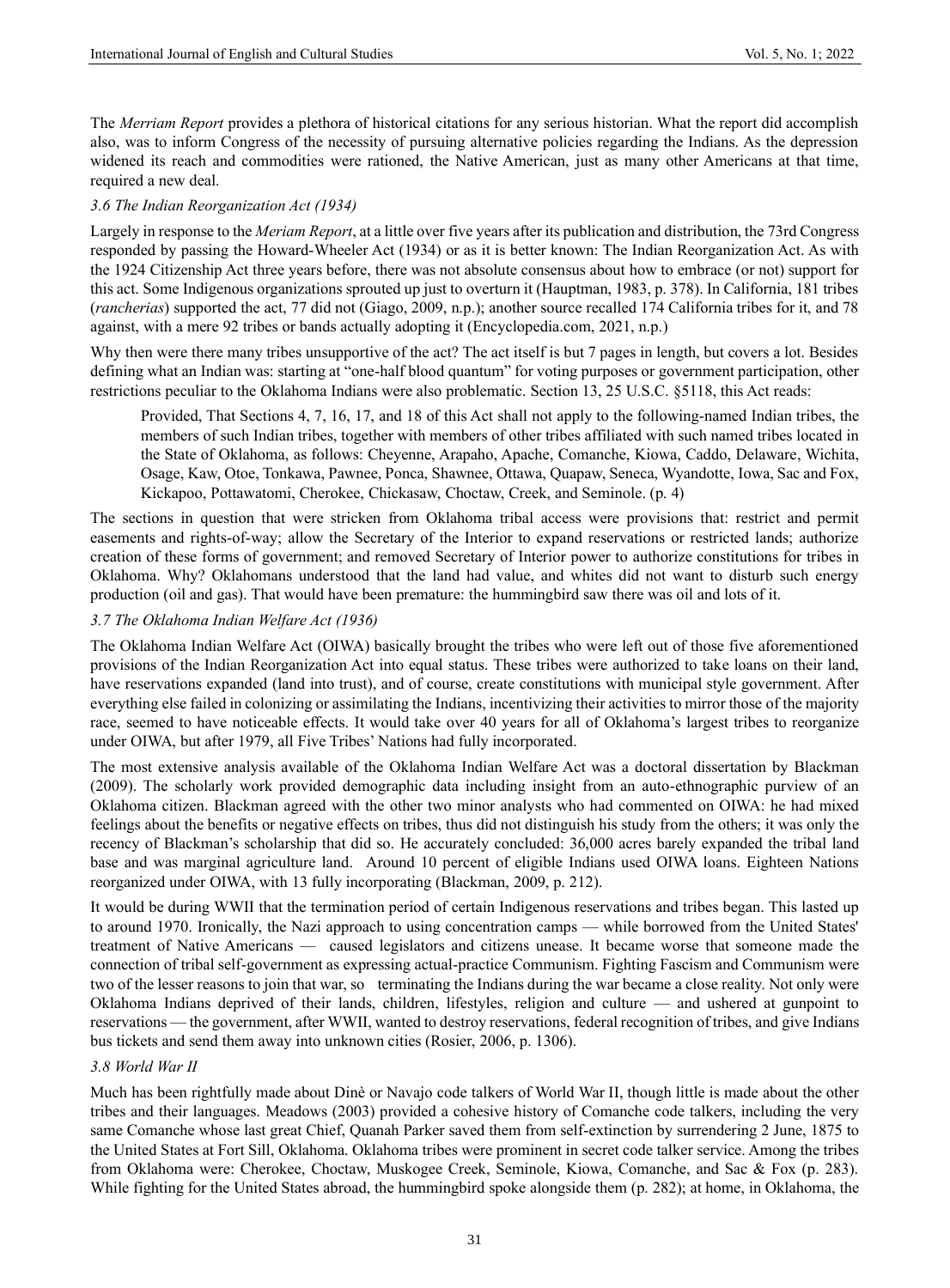The *Merriam Report* provides a plethora of historical citations for any serious historian. What the report did accomplish also, was to inform Congress of the necessity of pursuing alternative policies regarding the Indians. As the depression widened its reach and commodities were rationed, the Native American, just as many other Americans at that time, required a new deal.

### *3.6 The Indian Reorganization Act (1934)*

Largely in response to the *Meriam Report*, at a little over five years after its publication and distribution, the 73rd Congress responded by passing the Howard-Wheeler Act (1934) or as it is better known: The Indian Reorganization Act. As with the 1924 Citizenship Act three years before, there was not absolute consensus about how to embrace (or not) support for this act. Some Indigenous organizations sprouted up just to overturn it (Hauptman, 1983, p. 378). In California, 181 tribes (*rancherias*) supported the act, 77 did not (Giago, 2009, n.p.); another source recalled 174 California tribes for it, and 78 against, with a mere 92 tribes or bands actually adopting it (Encyclopedia.com, 2021, n.p.)

Why then were there many tribes unsupportive of the act? The act itself is but 7 pages in length, but covers a lot. Besides defining what an Indian was: starting at "one-half blood quantum" for voting purposes or government participation, other restrictions peculiar to the Oklahoma Indians were also problematic. Section 13, 25 U.S.C. §5118, this Act reads:

> Provided, That Sections 4, 7, 16, 17, and 18 of this Act shall not apply to the following-named Indian tribes, the members of such Indian tribes, together with members of other tribes affiliated with such named tribes located in the State of Oklahoma, as follows: Cheyenne, Arapaho, Apache, Comanche, Kiowa, Caddo, Delaware, Wichita, Osage, Kaw, Otoe, Tonkawa, Pawnee, Ponca, Shawnee, Ottawa, Quapaw, Seneca, Wyandotte, Iowa, Sac and Fox, Kickapoo, Pottawatomi, Cherokee, Chickasaw, Choctaw, Creek, and Seminole. (p. 4)

The sections in question that were stricken from Oklahoma tribal access were provisions that: restrict and permit easements and rights-of-way; allow the Secretary of the Interior to expand reservations or restricted lands; authorize creation of these forms of government; and removed Secretary of Interior power to authorize constitutions for tribes in Oklahoma. Why? Oklahomans understood that the land had value, and whites did not want to disturb such energy production (oil and gas). That would have been premature: the hummingbird saw there was oil and lots of it.

### *3.7 The Oklahoma Indian Welfare Act (1936)*

The Oklahoma Indian Welfare Act (OIWA) basically brought the tribes who were left out of those five aforementioned provisions of the Indian Reorganization Act into equal status. These tribes were authorized to take loans on their land, have reservations expanded (land into trust), and of course, create constitutions with municipal style government. After everything else failed in colonizing or assimilating the Indians, incentivizing their activities to mirror those of the majority race, seemed to have noticeable effects. It would take over 40 years for all of Oklahoma's largest tribes to reorganize under OIWA, but after 1979, all Five Tribes' Nations had fully incorporated.

The most extensive analysis available of the Oklahoma Indian Welfare Act was a doctoral dissertation by Blackman (2009). The scholarly work provided demographic data including insight from an auto-ethnographic purview of an Oklahoma citizen. Blackman agreed with the other two minor analysts who had commented on OIWA: he had mixed feelings about the benefits or negative effects on tribes, thus did not distinguish his study from the others; it was only the recency of Blackman's scholarship that did so. He accurately concluded: 36,000 acres barely expanded the tribal land base and was marginal agriculture land. Around 10 percent of eligible Indians used OIWA loans. Eighteen Nations reorganized under OIWA, with 13 fully incorporating (Blackman, 2009, p. 212).

It would be during WWII that the termination period of certain Indigenous reservations and tribes began. This lasted up to around 1970. Ironically, the Nazi approach to using concentration camps — while borrowed from the United States' treatment of Native Americans — caused legislators and citizens unease. It became worse that someone made the connection of tribal self-government as expressing actual-practice Communism. Fighting Fascism and Communism were two of the lesser reasons to join that war, so terminating the Indians during the war became a close reality. Not only were Oklahoma Indians deprived of their lands, children, lifestyles, religion and culture — and ushered at gunpoint to reservations — the government, after WWII, wanted to destroy reservations, federal recognition of tribes, and give Indians bus tickets and send them away into unknown cities (Rosier, 2006, p. 1306).

### *3.8 World War II*

Much has been rightfully made about Dinè or Navajo code talkers of World War II, though little is made about the other tribes and their languages. Meadows (2003) provided a cohesive history of Comanche code talkers, including the very same Comanche whose last great Chief, Quanah Parker saved them from self-extinction by surrendering 2 June, 1875 to the United States at Fort Sill, Oklahoma. Oklahoma tribes were prominent in secret code talker service. Among the tribes from Oklahoma were: Cherokee, Choctaw, Muskogee Creek, Seminole, Kiowa, Comanche, and Sac & Fox (p. 283). While fighting for the United States abroad, the hummingbird spoke alongside them (p. 282); at home, in Oklahoma, the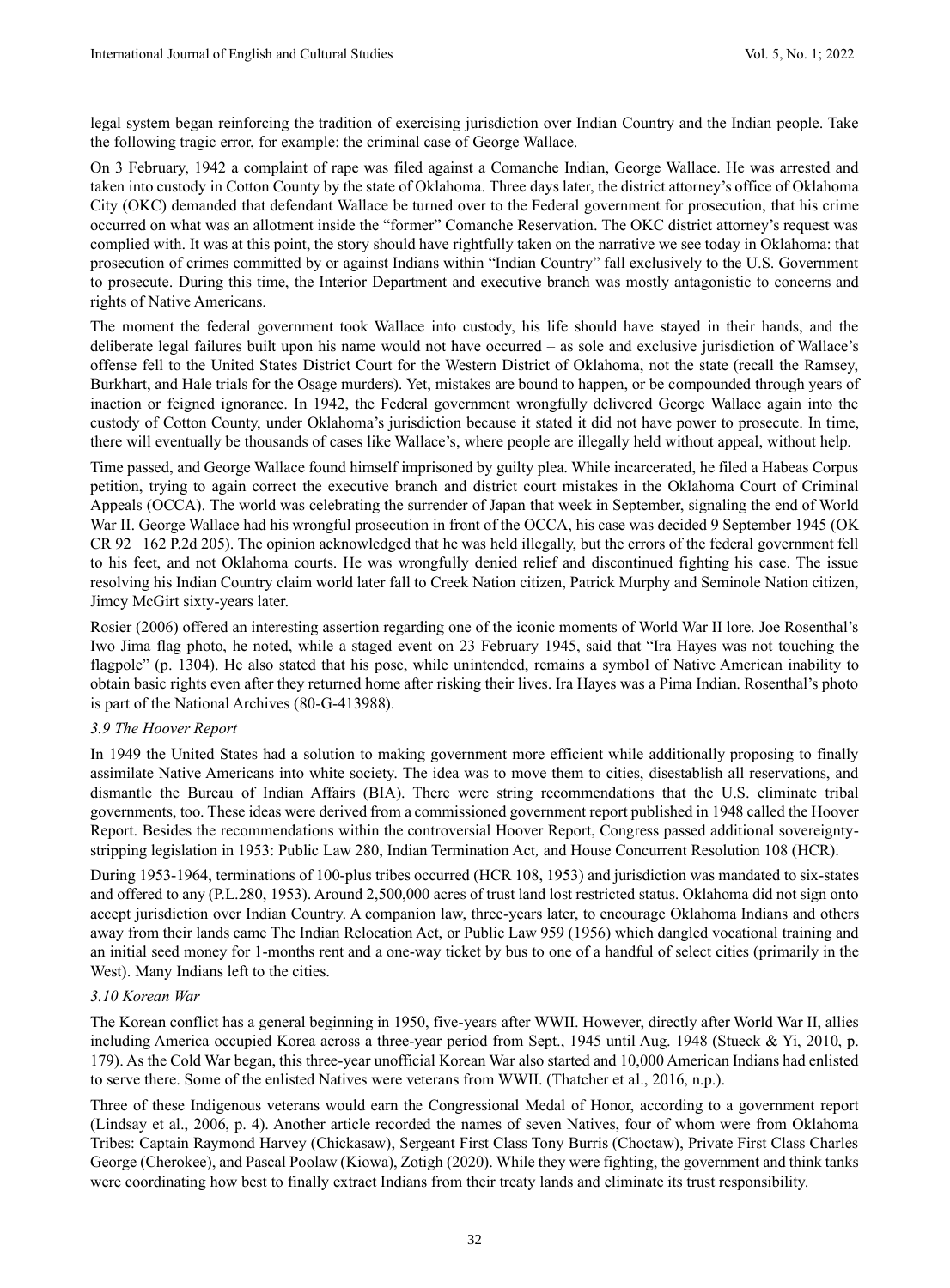legal system began reinforcing the tradition of exercising jurisdiction over Indian Country and the Indian people. Take the following tragic error, for example: the criminal case of George Wallace.

On 3 February, 1942 a complaint of rape was filed against a Comanche Indian, George Wallace. He was arrested and taken into custody in Cotton County by the state of Oklahoma. Three days later, the district attorney's office of Oklahoma City (OKC) demanded that defendant Wallace be turned over to the Federal government for prosecution, that his crime occurred on what was an allotment inside the "former" Comanche Reservation. The OKC district attorney's request was complied with. It was at this point, the story should have rightfully taken on the narrative we see today in Oklahoma: that prosecution of crimes committed by or against Indians within "Indian Country" fall exclusively to the U.S. Government to prosecute. During this time, the Interior Department and executive branch was mostly antagonistic to concerns and rights of Native Americans.

The moment the federal government took Wallace into custody, his life should have stayed in their hands, and the deliberate legal failures built upon his name would not have occurred – as sole and exclusive jurisdiction of Wallace's offense fell to the United States District Court for the Western District of Oklahoma, not the state (recall the Ramsey, Burkhart, and Hale trials for the Osage murders). Yet, mistakes are bound to happen, or be compounded through years of inaction or feigned ignorance. In 1942, the Federal government wrongfully delivered George Wallace again into the custody of Cotton County, under Oklahoma's jurisdiction because it stated it did not have power to prosecute. In time, there will eventually be thousands of cases like Wallace's, where people are illegally held without appeal, without help.

Time passed, and George Wallace found himself imprisoned by guilty plea. While incarcerated, he filed a Habeas Corpus petition, trying to again correct the executive branch and district court mistakes in the Oklahoma Court of Criminal Appeals (OCCA). The world was celebrating the surrender of Japan that week in September, signaling the end of World War II. George Wallace had his wrongful prosecution in front of the OCCA, his case was decided 9 September 1945 (OK CR 92 | 162 P.2d 205). The opinion acknowledged that he was held illegally, but the errors of the federal government fell to his feet, and not Oklahoma courts. He was wrongfully denied relief and discontinued fighting his case. The issue resolving his Indian Country claim world later fall to Creek Nation citizen, Patrick Murphy and Seminole Nation citizen, Jimcy McGirt sixty-years later.

Rosier (2006) offered an interesting assertion regarding one of the iconic moments of World War II lore. Joe Rosenthal's Iwo Jima flag photo, he noted, while a staged event on 23 February 1945, said that "Ira Hayes was not touching the flagpole" (p. 1304). He also stated that his pose, while unintended, remains a symbol of Native American inability to obtain basic rights even after they returned home after risking their lives. Ira Hayes was a Pima Indian. Rosenthal's photo is part of the National Archives (80-G-413988).

### *3.9 The Hoover Report*

In 1949 the United States had a solution to making government more efficient while additionally proposing to finally assimilate Native Americans into white society. The idea was to move them to cities, disestablish all reservations, and dismantle the Bureau of Indian Affairs (BIA). There were string recommendations that the U.S. eliminate tribal governments, too. These ideas were derived from a commissioned government report published in 1948 called the Hoover Report. Besides the recommendations within the controversial Hoover Report, Congress passed additional sovereignty-stripping legislation in 1953: Public Law 280, Indian Termination Act*,* and House Concurrent Resolution 108 (HCR).

During 1953-1964, terminations of 100-plus tribes occurred (HCR 108, 1953) and jurisdiction was mandated to six-states and offered to any (P.L.280, 1953). Around 2,500,000 acres of trust land lost restricted status. Oklahoma did not sign onto accept jurisdiction over Indian Country. A companion law, three-years later, to encourage Oklahoma Indians and others away from their lands came The Indian Relocation Act, or Public Law 959 (1956) which dangled vocational training and an initial seed money for 1-months rent and a one-way ticket by bus to one of a handful of select cities (primarily in the West). Many Indians left to the cities.

### *3.10 Korean War*

The Korean conflict has a general beginning in 1950, five-years after WWII. However, directly after World War II, allies including America occupied Korea across a three-year period from Sept., 1945 until Aug. 1948 (Stueck & Yi, 2010, p. 179). As the Cold War began, this three-year unofficial Korean War also started and 10,000 American Indians had enlisted to serve there. Some of the enlisted Natives were veterans from WWII. (Thatcher et al., 2016, n.p.).

Three of these Indigenous veterans would earn the Congressional Medal of Honor, according to a government report (Lindsay et al., 2006, p. 4). Another article recorded the names of seven Natives, four of whom were from Oklahoma Tribes: Captain Raymond Harvey (Chickasaw), Sergeant First Class Tony Burris (Choctaw), Private First Class Charles George (Cherokee), and Pascal Poolaw (Kiowa), Zotigh (2020). While they were fighting, the government and think tanks were coordinating how best to finally extract Indians from their treaty lands and eliminate its trust responsibility.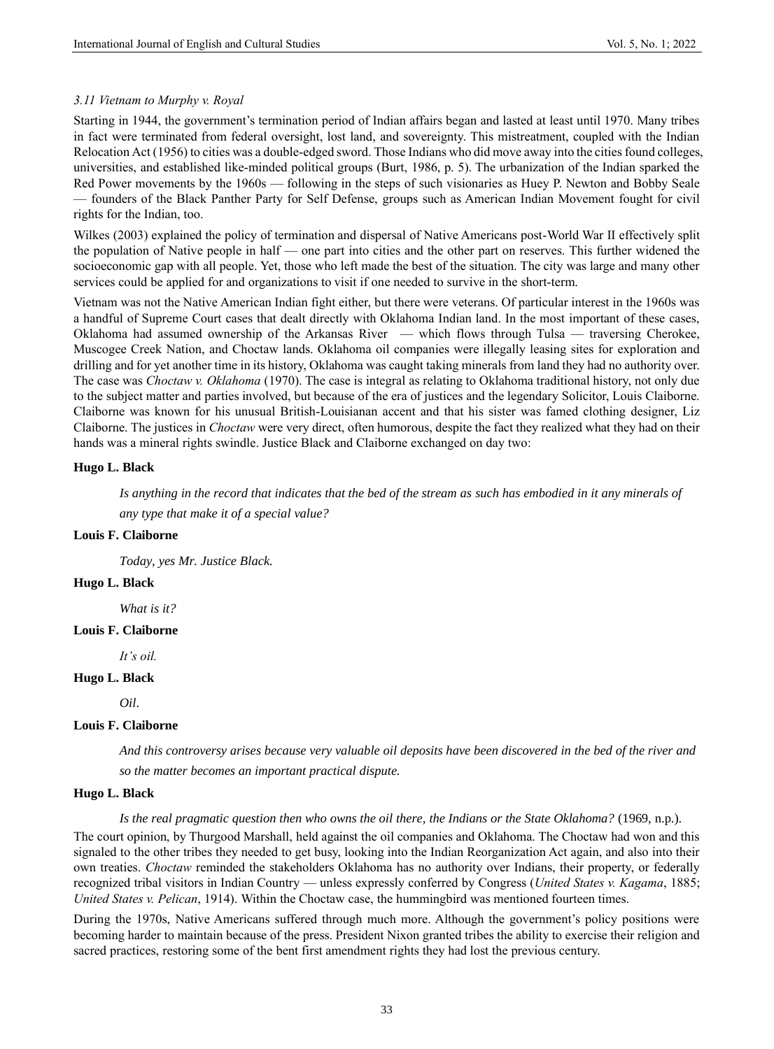### *3.11 Vietnam to Murphy v. Royal*

Starting in 1944, the government's termination period of Indian affairs began and lasted at least until 1970. Many tribes in fact were terminated from federal oversight, lost land, and sovereignty. This mistreatment, coupled with the Indian Relocation Act (1956) to cities was a double-edged sword. Those Indians who did move away into the cities found colleges, universities, and established like-minded political groups (Burt, 1986, p. 5). The urbanization of the Indian sparked the Red Power movements by the 1960s — following in the steps of such visionaries as Huey P. Newton and Bobby Seale — founders of the Black Panther Party for Self Defense, groups such as American Indian Movement fought for civil rights for the Indian, too.

Wilkes (2003) explained the policy of termination and dispersal of Native Americans post-World War II effectively split the population of Native people in half — one part into cities and the other part on reserves. This further widened the socioeconomic gap with all people. Yet, those who left made the best of the situation. The city was large and many other services could be applied for and organizations to visit if one needed to survive in the short-term.

Vietnam was not the Native American Indian fight either, but there were veterans. Of particular interest in the 1960s was a handful of Supreme Court cases that dealt directly with Oklahoma Indian land. In the most important of these cases, Oklahoma had assumed ownership of the Arkansas River — which flows through Tulsa — traversing Cherokee, Muscogee Creek Nation, and Choctaw lands. Oklahoma oil companies were illegally leasing sites for exploration and drilling and for yet another time in its history, Oklahoma was caught taking minerals from land they had no authority over. The case was *Choctaw v. Oklahoma* (1970). The case is integral as relating to Oklahoma traditional history, not only due to the subject matter and parties involved, but because of the era of justices and the legendary Solicitor, Louis Claiborne. Claiborne was known for his unusual British-Louisianan accent and that his sister was famed clothing designer, Liz Claiborne. The justices in *Choctaw* were very direct, often humorous, despite the fact they realized what they had on their hands was a mineral rights swindle. Justice Black and Claiborne exchanged on day two:

**Hugo L. Black**

> *Is anything in the record that indicates that the bed of the stream as such has embodied in it any minerals of any type that make it of a special value?*

**Louis F. Claiborne**

> *Today, yes Mr. Justice Black.*

**Hugo L. Black**

> *What is it?*

**Louis F. Claiborne**

> *It's oil.*

**Hugo L. Black**

> *Oil*.

**Louis F. Claiborne**

> *And this controversy arises because very valuable oil deposits have been discovered in the bed of the river and so the matter becomes an important practical dispute.*

**Hugo L. Black**

> *Is the real pragmatic question then who owns the oil there, the Indians or the State Oklahoma?* (1969, n.p.).

The court opinion, by Thurgood Marshall, held against the oil companies and Oklahoma. The Choctaw had won and this signaled to the other tribes they needed to get busy, looking into the Indian Reorganization Act again, and also into their own treaties. *Choctaw* reminded the stakeholders Oklahoma has no authority over Indians, their property, or federally recognized tribal visitors in Indian Country — unless expressly conferred by Congress (*United States v. Kagama*, 1885; *United States v. Pelican*, 1914). Within the Choctaw case, the hummingbird was mentioned fourteen times.

During the 1970s, Native Americans suffered through much more. Although the government's policy positions were becoming harder to maintain because of the press. President Nixon granted tribes the ability to exercise their religion and sacred practices, restoring some of the bent first amendment rights they had lost the previous century.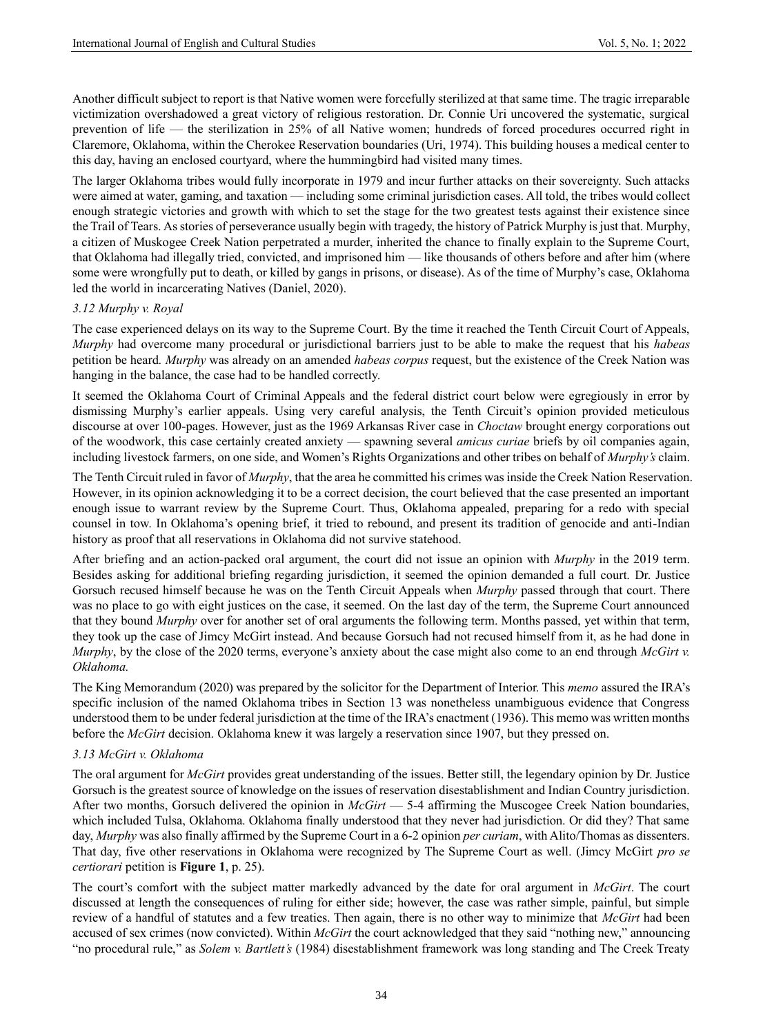Another difficult subject to report is that Native women were forcefully sterilized at that same time. The tragic irreparable victimization overshadowed a great victory of religious restoration. Dr. Connie Uri uncovered the systematic, surgical prevention of life — the sterilization in 25% of all Native women; hundreds of forced procedures occurred right in Claremore, Oklahoma, within the Cherokee Reservation boundaries (Uri, 1974). This building houses a medical center to this day, having an enclosed courtyard, where the hummingbird had visited many times.

The larger Oklahoma tribes would fully incorporate in 1979 and incur further attacks on their sovereignty. Such attacks were aimed at water, gaming, and taxation — including some criminal jurisdiction cases. All told, the tribes would collect enough strategic victories and growth with which to set the stage for the two greatest tests against their existence since the Trail of Tears. As stories of perseverance usually begin with tragedy, the history of Patrick Murphy is just that. Murphy, a citizen of Muskogee Creek Nation perpetrated a murder, inherited the chance to finally explain to the Supreme Court, that Oklahoma had illegally tried, convicted, and imprisoned him — like thousands of others before and after him (where some were wrongfully put to death, or killed by gangs in prisons, or disease). As of the time of Murphy's case, Oklahoma led the world in incarcerating Natives (Daniel, 2020).

### *3.12 Murphy v. Royal*

The case experienced delays on its way to the Supreme Court. By the time it reached the Tenth Circuit Court of Appeals, *Murphy* had overcome many procedural or jurisdictional barriers just to be able to make the request that his *habeas* petition be heard*. Murphy* was already on an amended *habeas corpus* request, but the existence of the Creek Nation was hanging in the balance, the case had to be handled correctly.

It seemed the Oklahoma Court of Criminal Appeals and the federal district court below were egregiously in error by dismissing Murphy's earlier appeals. Using very careful analysis, the Tenth Circuit's opinion provided meticulous discourse at over 100-pages. However, just as the 1969 Arkansas River case in *Choctaw* brought energy corporations out of the woodwork, this case certainly created anxiety — spawning several *amicus curiae* briefs by oil companies again, including livestock farmers, on one side, and Women's Rights Organizations and other tribes on behalf of *Murphy's* claim.

The Tenth Circuit ruled in favor of *Murphy*, that the area he committed his crimes was inside the Creek Nation Reservation. However, in its opinion acknowledging it to be a correct decision, the court believed that the case presented an important enough issue to warrant review by the Supreme Court. Thus, Oklahoma appealed, preparing for a redo with special counsel in tow. In Oklahoma's opening brief, it tried to rebound, and present its tradition of genocide and anti-Indian history as proof that all reservations in Oklahoma did not survive statehood.

After briefing and an action-packed oral argument, the court did not issue an opinion with *Murphy* in the 2019 term. Besides asking for additional briefing regarding jurisdiction, it seemed the opinion demanded a full court. Dr. Justice Gorsuch recused himself because he was on the Tenth Circuit Appeals when *Murphy* passed through that court. There was no place to go with eight justices on the case, it seemed. On the last day of the term, the Supreme Court announced that they bound *Murphy* over for another set of oral arguments the following term. Months passed, yet within that term, they took up the case of Jimcy McGirt instead. And because Gorsuch had not recused himself from it, as he had done in *Murphy*, by the close of the 2020 terms, everyone's anxiety about the case might also come to an end through *McGirt v. Oklahoma.*

The King Memorandum (2020) was prepared by the solicitor for the Department of Interior. This *memo* assured the IRA's specific inclusion of the named Oklahoma tribes in Section 13 was nonetheless unambiguous evidence that Congress understood them to be under federal jurisdiction at the time of the IRA's enactment (1936). This memo was written months before the *McGirt* decision. Oklahoma knew it was largely a reservation since 1907, but they pressed on.

### *3.13 McGirt v. Oklahoma*

The oral argument for *McGirt* provides great understanding of the issues. Better still, the legendary opinion by Dr. Justice Gorsuch is the greatest source of knowledge on the issues of reservation disestablishment and Indian Country jurisdiction. After two months, Gorsuch delivered the opinion in *McGirt* — 5-4 affirming the Muscogee Creek Nation boundaries, which included Tulsa, Oklahoma. Oklahoma finally understood that they never had jurisdiction. Or did they? That same day, *Murphy* was also finally affirmed by the Supreme Court in a 6-2 opinion *per curiam*, with Alito/Thomas as dissenters. That day, five other reservations in Oklahoma were recognized by The Supreme Court as well. (Jimcy McGirt *pro se certiorari* petition is **Figure 1**, p. 25).

The court's comfort with the subject matter markedly advanced by the date for oral argument in *McGirt*. The court discussed at length the consequences of ruling for either side; however, the case was rather simple, painful, but simple review of a handful of statutes and a few treaties. Then again, there is no other way to minimize that *McGirt* had been accused of sex crimes (now convicted). Within *McGirt* the court acknowledged that they said "nothing new," announcing "no procedural rule," as *Solem v. Bartlett's* (1984) disestablishment framework was long standing and The Creek Treaty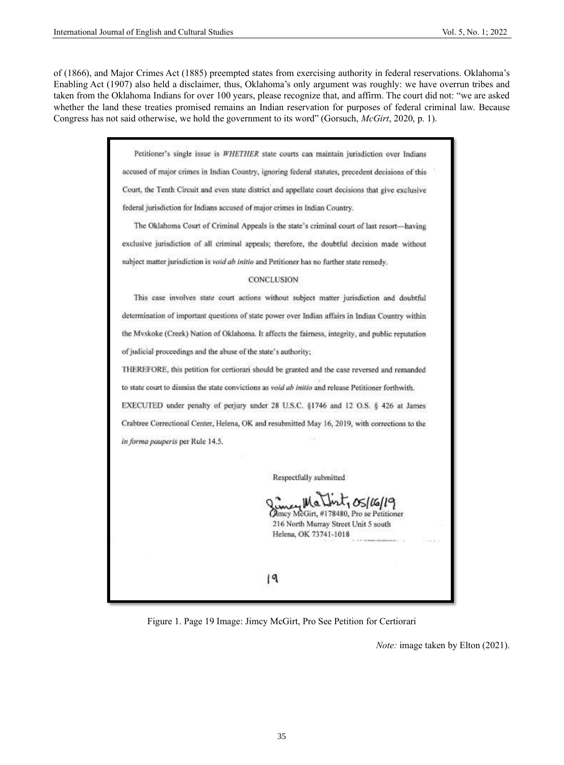of (1866), and Major Crimes Act (1885) preempted states from exercising authority in federal reservations. Oklahoma's Enabling Act (1907) also held a disclaimer, thus, Oklahoma's only argument was roughly: we have overrun tribes and taken from the Oklahoma Indians for over 100 years, please recognize that, and affirm. The court did not: "we are asked whether the land these treaties promised remains an Indian reservation for purposes of federal criminal law. Because Congress has not said otherwise, we hold the government to its word" (Gorsuch, *McGirt*, 2020, p. 1).

> Petitioner's single issue is *WHETHER* state courts can maintain jurisdiction over Indians accused of major crimes in Indian Country, ignoring federal statutes, precedent decisions of this Court, the Tenth Circuit and even state district and appellate court decisions that give exclusive federal jurisdiction for Indians accused of major crimes in Indian Country.
>
> The Oklahoma Court of Criminal Appeals is the state's criminal court of last resort—having exclusive jurisdiction of all criminal appeals; therefore, the doubtful decision made without subject matter jurisdiction is *void ab initio* and Petitioner has no further state remedy.
>
> CONCLUSION
>
> This case involves state court actions without subject matter jurisdiction and doubtful determination of important questions of state power over Indian affairs in Indian Country within the Mvskoke (Creek) Nation of Oklahoma. It affects the fairness, integrity, and public reputation of judicial proceedings and the abuse of the state's authority;
>
> THEREFORE, this petition for certiorari should be granted and the case reversed and remanded to state court to dismiss the state convictions as *void ab initio* and release Petitioner forthwith.
>
> EXECUTED under penalty of perjury under 28 U.S.C. §1746 and 12 O.S. § 426 at James Crabtree Correctional Center, Helena, OK and resubmitted May 16, 2019, with corrections to the *in forma pauperis* per Rule 14.5.
>
> Respectfully submitted
>
> Jimcy McGirt, 05/16/19
> Jimcy McGirt, #178480, Pro se Petitioner
> 216 North Murray Street Unit 5 south
> Helena, OK 73741-1018
>
> 19

Figure 1. Page 19 Image: Jimcy McGirt, Pro See Petition for Certiorari

*Note:* image taken by Elton (2021).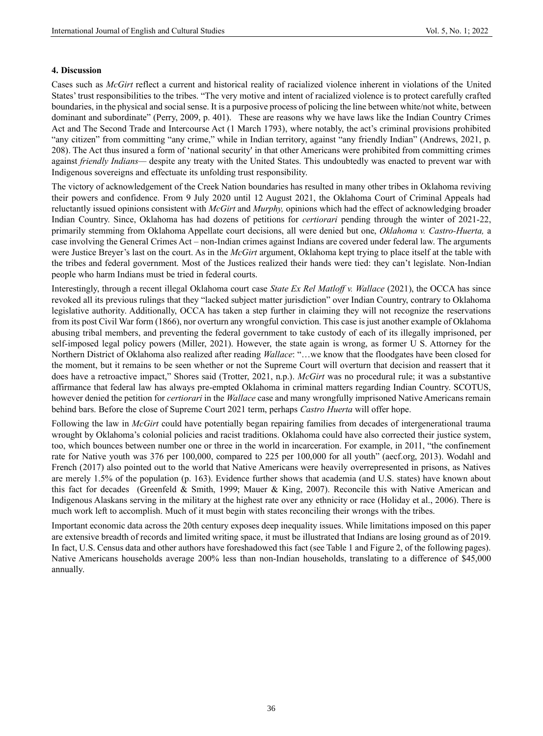**4. Discussion**

Cases such as *McGirt* reflect a current and historical reality of racialized violence inherent in violations of the United States' trust responsibilities to the tribes. "The very motive and intent of racialized violence is to protect carefully crafted boundaries, in the physical and social sense. It is a purposive process of policing the line between white/not white, between dominant and subordinate" (Perry, 2009, p. 401). These are reasons why we have laws like the Indian Country Crimes Act and The Second Trade and Intercourse Act (1 March 1793), where notably, the act's criminal provisions prohibited "any citizen" from committing "any crime," while in Indian territory, against "any friendly Indian" (Andrews, 2021, p. 208). The Act thus insured a form of 'national security' in that other Americans were prohibited from committing crimes against *friendly Indians*— despite any treaty with the United States. This undoubtedly was enacted to prevent war with Indigenous sovereigns and effectuate its unfolding trust responsibility.

The victory of acknowledgement of the Creek Nation boundaries has resulted in many other tribes in Oklahoma reviving their powers and confidence. From 9 July 2020 until 12 August 2021, the Oklahoma Court of Criminal Appeals had reluctantly issued opinions consistent with *McGirt* and *Murphy,* opinions which had the effect of acknowledging broader Indian Country. Since, Oklahoma has had dozens of petitions for *certiorari* pending through the winter of 2021-22, primarily stemming from Oklahoma Appellate court decisions, all were denied but one, *Oklahoma v. Castro-Huerta,* a case involving the General Crimes Act – non-Indian crimes against Indians are covered under federal law. The arguments were Justice Breyer's last on the court. As in the *McGirt* argument, Oklahoma kept trying to place itself at the table with the tribes and federal government. Most of the Justices realized their hands were tied: they can't legislate. Non-Indian people who harm Indians must be tried in federal courts.

Interestingly, through a recent illegal Oklahoma court case *State Ex Rel Matloff v. Wallace* (2021), the OCCA has since revoked all its previous rulings that they "lacked subject matter jurisdiction" over Indian Country, contrary to Oklahoma legislative authority. Additionally, OCCA has taken a step further in claiming they will not recognize the reservations from its post Civil War form (1866), nor overturn any wrongful conviction. This case is just another example of Oklahoma abusing tribal members, and preventing the federal government to take custody of each of its illegally imprisoned, per self-imposed legal policy powers (Miller, 2021). However, the state again is wrong, as former U S. Attorney for the Northern District of Oklahoma also realized after reading *Wallace*: "…we know that the floodgates have been closed for the moment, but it remains to be seen whether or not the Supreme Court will overturn that decision and reassert that it does have a retroactive impact," Shores said (Trotter, 2021, n.p.). *McGirt* was no procedural rule; it was a substantive affirmance that federal law has always pre-empted Oklahoma in criminal matters regarding Indian Country. SCOTUS, however denied the petition for *certiorari* in the *Wallace* case and many wrongfully imprisoned Native Americans remain behind bars. Before the close of Supreme Court 2021 term, perhaps *Castro Huerta* will offer hope.

Following the law in *McGirt* could have potentially began repairing families from decades of intergenerational trauma wrought by Oklahoma's colonial policies and racist traditions. Oklahoma could have also corrected their justice system, too, which bounces between number one or three in the world in incarceration. For example, in 2011, "the confinement rate for Native youth was 376 per 100,000, compared to 225 per 100,000 for all youth" (aecf.org, 2013). Wodahl and French (2017) also pointed out to the world that Native Americans were heavily overrepresented in prisons, as Natives are merely 1.5% of the population (p. 163). Evidence further shows that academia (and U.S. states) have known about this fact for decades (Greenfeld & Smith, 1999; Mauer & King, 2007). Reconcile this with Native American and Indigenous Alaskans serving in the military at the highest rate over any ethnicity or race (Holiday et al., 2006). There is much work left to accomplish. Much of it must begin with states reconciling their wrongs with the tribes.

Important economic data across the 20th century exposes deep inequality issues. While limitations imposed on this paper are extensive breadth of records and limited writing space, it must be illustrated that Indians are losing ground as of 2019. In fact, U.S. Census data and other authors have foreshadowed this fact (see Table 1 and Figure 2, of the following pages). Native Americans households average 200% less than non-Indian households, translating to a difference of $45,000 annually.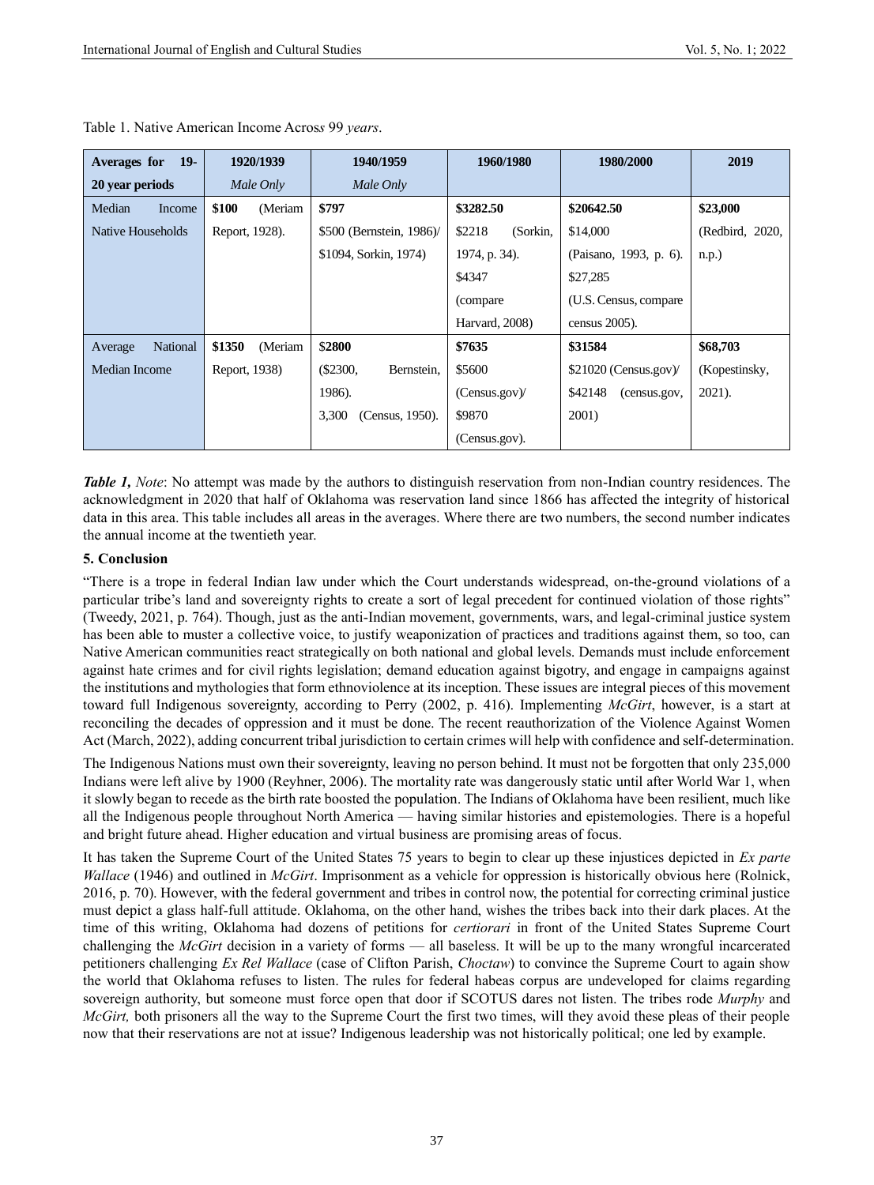Table 1. Native American Income Across 99 *years*.

| **Averages for 19-20 year periods** | **1920/1939** *Male Only* | **1940/1959** *Male Only* | **1960/1980** | **1980/2000** | **2019** |
|---|---|---|---|---|---|
| Median Income Native Households | **$100** (Meriam Report, 1928). | **$797** $500 (Bernstein, 1986)/ $1094, Sorkin, 1974) | **$3282.50** $2218 (Sorkin, 1974, p. 34). $4347 (compare Harvard, 2008) | **$20642.50** $14,000 (Paisano, 1993, p. 6). $27,285 (U.S. Census, compare census 2005). | **$23,000** (Redbird, 2020, n.p.) |
| Average National Median Income | **$1350** (Meriam Report, 1938) | **$2800** ($2300, Bernstein, 1986). 3,300 (Census, 1950). | **$7635** $5600 (Census.gov)/ $9870 (Census.gov). | **$31584** $21020 (Census.gov)/ $42148 (census.gov, 2001) | **$68,703** (Kopestinsky, 2021). |

***Table 1,*** *Note*: No attempt was made by the authors to distinguish reservation from non-Indian country residences. The acknowledgment in 2020 that half of Oklahoma was reservation land since 1866 has affected the integrity of historical data in this area. This table includes all areas in the averages. Where there are two numbers, the second number indicates the annual income at the twentieth year.

## 5. Conclusion

"There is a trope in federal Indian law under which the Court understands widespread, on-the-ground violations of a particular tribe's land and sovereignty rights to create a sort of legal precedent for continued violation of those rights" (Tweedy, 2021, p. 764). Though, just as the anti-Indian movement, governments, wars, and legal-criminal justice system has been able to muster a collective voice, to justify weaponization of practices and traditions against them, so too, can Native American communities react strategically on both national and global levels. Demands must include enforcement against hate crimes and for civil rights legislation; demand education against bigotry, and engage in campaigns against the institutions and mythologies that form ethnoviolence at its inception. These issues are integral pieces of this movement toward full Indigenous sovereignty, according to Perry (2002, p. 416). Implementing *McGirt*, however, is a start at reconciling the decades of oppression and it must be done. The recent reauthorization of the Violence Against Women Act (March, 2022), adding concurrent tribal jurisdiction to certain crimes will help with confidence and self-determination.

The Indigenous Nations must own their sovereignty, leaving no person behind. It must not be forgotten that only 235,000 Indians were left alive by 1900 (Reyhner, 2006). The mortality rate was dangerously static until after World War 1, when it slowly began to recede as the birth rate boosted the population. The Indians of Oklahoma have been resilient, much like all the Indigenous people throughout North America — having similar histories and epistemologies. There is a hopeful and bright future ahead. Higher education and virtual business are promising areas of focus.

It has taken the Supreme Court of the United States 75 years to begin to clear up these injustices depicted in *Ex parte Wallace* (1946) and outlined in *McGirt*. Imprisonment as a vehicle for oppression is historically obvious here (Rolnick, 2016, p. 70). However, with the federal government and tribes in control now, the potential for correcting criminal justice must depict a glass half-full attitude. Oklahoma, on the other hand, wishes the tribes back into their dark places. At the time of this writing, Oklahoma had dozens of petitions for *certiorari* in front of the United States Supreme Court challenging the *McGirt* decision in a variety of forms — all baseless. It will be up to the many wrongful incarcerated petitioners challenging *Ex Rel Wallace* (case of Clifton Parish, *Choctaw*) to convince the Supreme Court to again show the world that Oklahoma refuses to listen. The rules for federal habeas corpus are undeveloped for claims regarding sovereign authority, but someone must force open that door if SCOTUS dares not listen. The tribes rode *Murphy* and *McGirt,* both prisoners all the way to the Supreme Court the first two times, will they avoid these pleas of their people now that their reservations are not at issue? Indigenous leadership was not historically political; one led by example.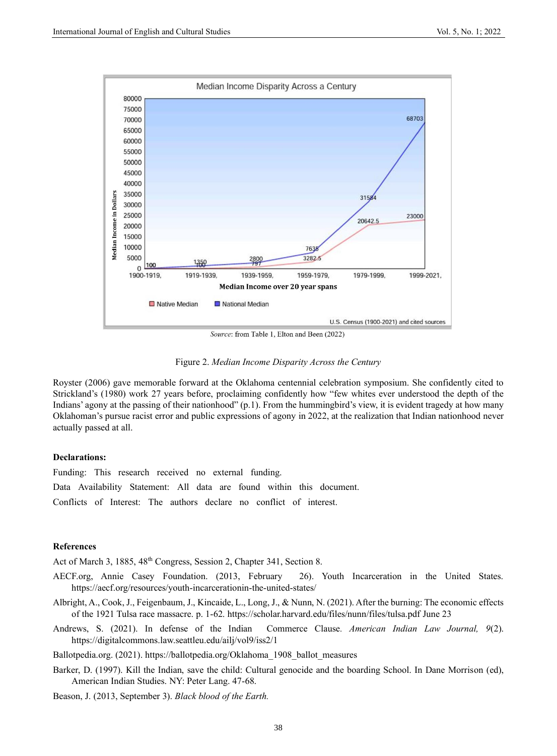Source: from Table 1, Elton and Been (2022)

Figure 2. *Median Income Disparity Across the Century*

Royster (2006) gave memorable forward at the Oklahoma centennial celebration symposium. She confidently cited to Strickland's (1980) work 27 years before, proclaiming confidently how "few whites ever understood the depth of the Indians' agony at the passing of their nationhood" (p.1). From the hummingbird's view, it is evident tragedy at how many Oklahoman's pursue racist error and public expressions of agony in 2022, at the realization that Indian nationhood never actually passed at all.

**Declarations:**

Funding: This research received no external funding.

Data Availability Statement: All data are found within this document.

Conflicts of Interest: The authors declare no conflict of interest.

**References**

Act of March 3, 1885, 48th Congress, Session 2, Chapter 341, Section 8.

AECF.org, Annie Casey Foundation. (2013, February 26). Youth Incarceration in the United States. https://aecf.org/resources/youth-incarcerationin-the-united-states/

Albright, A., Cook, J., Feigenbaum, J., Kincaide, L., Long, J., & Nunn, N. (2021). After the burning: The economic effects of the 1921 Tulsa race massacre. p. 1-62. https://scholar.harvard.edu/files/nunn/files/tulsa.pdf June 23

Andrews, S. (2021). In defense of the Indian Commerce Clause. *American Indian Law Journal, 9*(2). https://digitalcommons.law.seattleu.edu/ailj/vol9/iss2/1

Ballotpedia.org. (2021). https://ballotpedia.org/Oklahoma_1908_ballot_measures

Barker, D. (1997). Kill the Indian, save the child: Cultural genocide and the boarding School. In Dane Morrison (ed), American Indian Studies. NY: Peter Lang. 47-68.

Beason, J. (2013, September 3). *Black blood of the Earth.*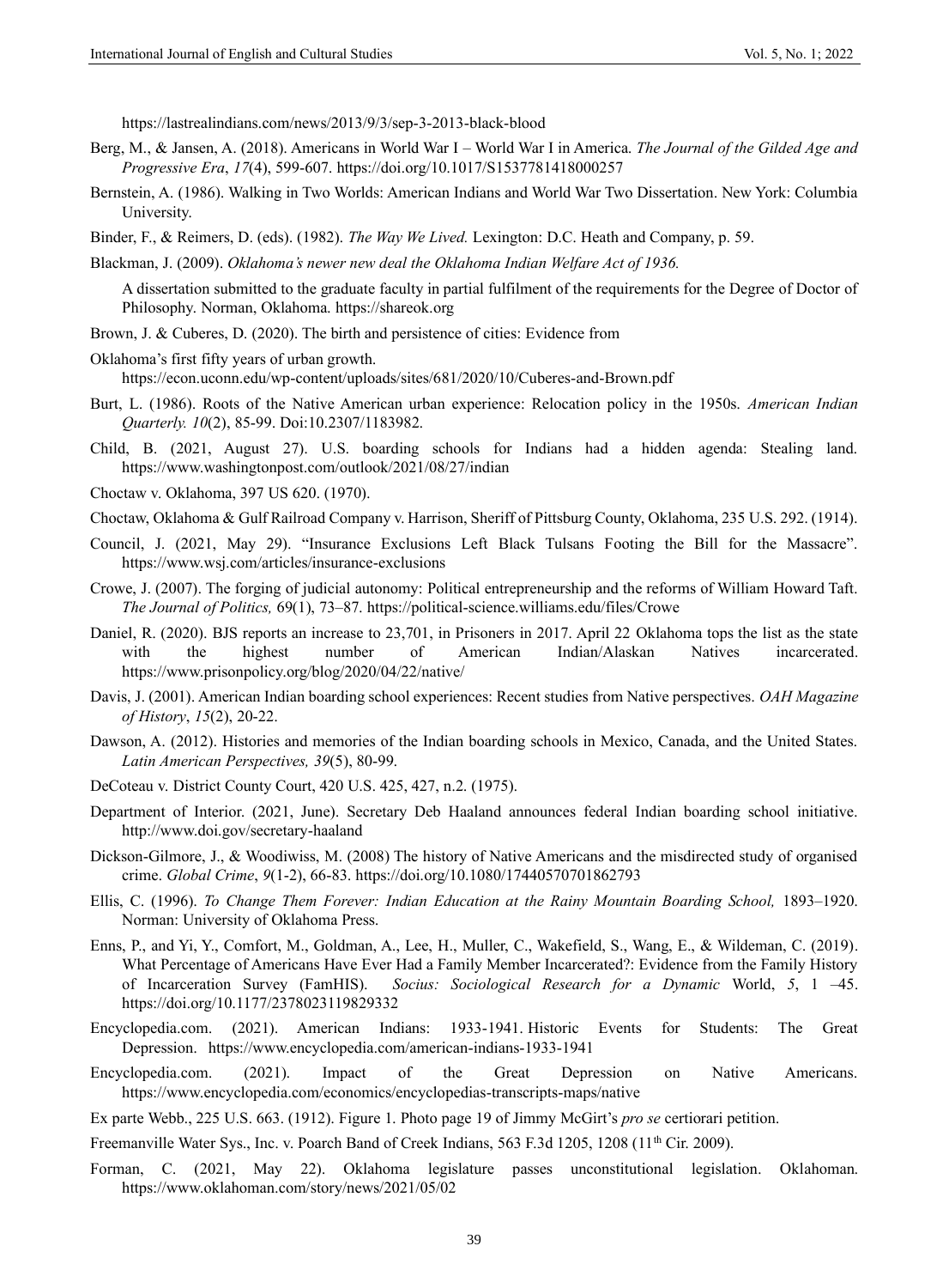https://lastrealindians.com/news/2013/9/3/sep-3-2013-black-blood

Berg, M., & Jansen, A. (2018). Americans in World War I – World War I in America. *The Journal of the Gilded Age and Progressive Era*, *17*(4), 599-607. https://doi.org/10.1017/S1537781418000257

Bernstein, A. (1986). Walking in Two Worlds: American Indians and World War Two Dissertation. New York: Columbia University.

Binder, F., & Reimers, D. (eds). (1982). *The Way We Lived.* Lexington: D.C. Heath and Company, p. 59.

Blackman, J. (2009). *Oklahoma's newer new deal the Oklahoma Indian Welfare Act of 1936.*

A dissertation submitted to the graduate faculty in partial fulfilment of the requirements for the Degree of Doctor of Philosophy. Norman, Oklahoma. https://shareok.org

Brown, J. & Cuberes, D. (2020). The birth and persistence of cities: Evidence from

Oklahoma's first fifty years of urban growth. https://econ.uconn.edu/wp-content/uploads/sites/681/2020/10/Cuberes-and-Brown.pdf

Burt, L. (1986). Roots of the Native American urban experience: Relocation policy in the 1950s. *American Indian Quarterly. 10*(2), 85-99. Doi:10.2307/1183982.

Child, B. (2021, August 27). U.S. boarding schools for Indians had a hidden agenda: Stealing land. https://www.washingtonpost.com/outlook/2021/08/27/indian

Choctaw v. Oklahoma, 397 US 620. (1970).

Choctaw, Oklahoma & Gulf Railroad Company v. Harrison, Sheriff of Pittsburg County, Oklahoma, 235 U.S. 292. (1914).

Council, J. (2021, May 29). "Insurance Exclusions Left Black Tulsans Footing the Bill for the Massacre". https://www.wsj.com/articles/insurance-exclusions

Crowe, J. (2007). The forging of judicial autonomy: Political entrepreneurship and the reforms of William Howard Taft. *The Journal of Politics,* 69(1), 73–87. https://political-science.williams.edu/files/Crowe

Daniel, R. (2020). BJS reports an increase to 23,701, in Prisoners in 2017. April 22 Oklahoma tops the list as the state with the highest number of American Indian/Alaskan Natives incarcerated. https://www.prisonpolicy.org/blog/2020/04/22/native/

Davis, J. (2001). American Indian boarding school experiences: Recent studies from Native perspectives. *OAH Magazine of History*, *15*(2), 20-22.

Dawson, A. (2012). Histories and memories of the Indian boarding schools in Mexico, Canada, and the United States. *Latin American Perspectives, 39*(5), 80-99.

DeCoteau v. District County Court, 420 U.S. 425, 427, n.2. (1975).

Department of Interior. (2021, June). Secretary Deb Haaland announces federal Indian boarding school initiative. http://www.doi.gov/secretary-haaland

Dickson-Gilmore, J., & Woodiwiss, M. (2008) The history of Native Americans and the misdirected study of organised crime. *Global Crime*, *9*(1-2), 66-83. https://doi.org/10.1080/17440570701862793

Ellis, C. (1996). *To Change Them Forever: Indian Education at the Rainy Mountain Boarding School,* 1893–1920. Norman: University of Oklahoma Press.

Enns, P., and Yi, Y., Comfort, M., Goldman, A., Lee, H., Muller, C., Wakefield, S., Wang, E., & Wildeman, C. (2019). What Percentage of Americans Have Ever Had a Family Member Incarcerated?: Evidence from the Family History of Incarceration Survey (FamHIS). *Socius: Sociological Research for a Dynamic* World, *5*, 1 –45. https://doi.org/10.1177/2378023119829332

Encyclopedia.com. (2021). American Indians: 1933-1941. Historic Events for Students: The Great Depression. https://www.encyclopedia.com/american-indians-1933-1941

Encyclopedia.com. (2021). Impact of the Great Depression on Native Americans. https://www.encyclopedia.com/economics/encyclopedias-transcripts-maps/native

Ex parte Webb., 225 U.S. 663. (1912). Figure 1. Photo page 19 of Jimmy McGirt's *pro se* certiorari petition.

Freemanville Water Sys., Inc. v. Poarch Band of Creek Indians, 563 F.3d 1205, 1208 (11th Cir. 2009).

Forman, C. (2021, May 22). Oklahoma legislature passes unconstitutional legislation. Oklahoman. https://www.oklahoman.com/story/news/2021/05/02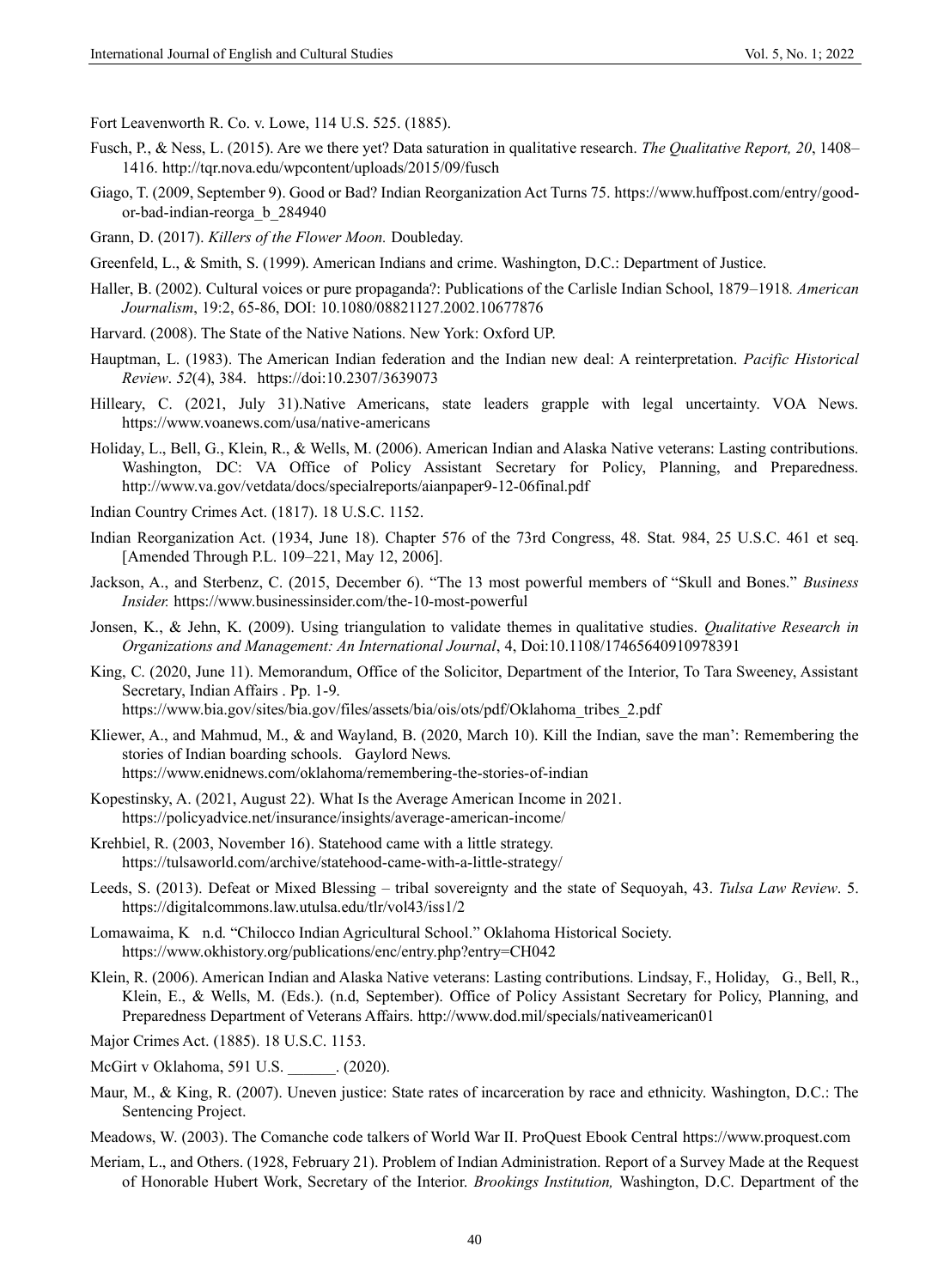Fort Leavenworth R. Co. v. Lowe, 114 U.S. 525. (1885).

Fusch, P., & Ness, L. (2015). Are we there yet? Data saturation in qualitative research. *The Qualitative Report, 20*, 1408–1416. http://tqr.nova.edu/wpcontent/uploads/2015/09/fusch

Giago, T. (2009, September 9). Good or Bad? Indian Reorganization Act Turns 75. https://www.huffpost.com/entry/good-or-bad-indian-reorga_b_284940

Grann, D. (2017). *Killers of the Flower Moon.* Doubleday.

Greenfeld, L., & Smith, S. (1999). American Indians and crime. Washington, D.C.: Department of Justice.

Haller, B. (2002). Cultural voices or pure propaganda?: Publications of the Carlisle Indian School, 1879–1918*. American Journalism*, 19:2, 65-86, DOI: 10.1080/08821127.2002.10677876

Harvard. (2008). The State of the Native Nations. New York: Oxford UP.

Hauptman, L. (1983). The American Indian federation and the Indian new deal: A reinterpretation. *Pacific Historical Review*. *52*(4), 384. https://doi:10.2307/3639073

Hilleary, C. (2021, July 31).Native Americans, state leaders grapple with legal uncertainty. VOA News. https://www.voanews.com/usa/native-americans

Holiday, L., Bell, G., Klein, R., & Wells, M. (2006). American Indian and Alaska Native veterans: Lasting contributions. Washington, DC: VA Office of Policy Assistant Secretary for Policy, Planning, and Preparedness. http://www.va.gov/vetdata/docs/specialreports/aianpaper9-12-06final.pdf

Indian Country Crimes Act. (1817). 18 U.S.C. 1152.

Indian Reorganization Act. (1934, June 18). Chapter 576 of the 73rd Congress, 48. Stat. 984, 25 U.S.C. 461 et seq. [Amended Through P.L. 109–221, May 12, 2006].

Jackson, A., and Sterbenz, C. (2015, December 6). "The 13 most powerful members of "Skull and Bones." *Business Insider.* https://www.businessinsider.com/the-10-most-powerful

Jonsen, K., & Jehn, K. (2009). Using triangulation to validate themes in qualitative studies. *Qualitative Research in Organizations and Management: An International Journal*, 4, Doi:10.1108/17465640910978391

King, C. (2020, June 11). Memorandum, Office of the Solicitor, Department of the Interior, To Tara Sweeney, Assistant Secretary, Indian Affairs . Pp. 1-9. https://www.bia.gov/sites/bia.gov/files/assets/bia/ois/ots/pdf/Oklahoma_tribes_2.pdf

Kliewer, A., and Mahmud, M., & and Wayland, B. (2020, March 10). Kill the Indian, save the man': Remembering the stories of Indian boarding schools. Gaylord News. https://www.enidnews.com/oklahoma/remembering-the-stories-of-indian

Kopestinsky, A. (2021, August 22). What Is the Average American Income in 2021. https://policyadvice.net/insurance/insights/average-american-income/

Krehbiel, R. (2003, November 16). Statehood came with a little strategy. https://tulsaworld.com/archive/statehood-came-with-a-little-strategy/

Leeds, S. (2013). Defeat or Mixed Blessing – tribal sovereignty and the state of Sequoyah, 43. *Tulsa Law Review*. 5. https://digitalcommons.law.utulsa.edu/tlr/vol43/iss1/2

Lomawaima, K n.d. "Chilocco Indian Agricultural School." Oklahoma Historical Society. https://www.okhistory.org/publications/enc/entry.php?entry=CH042

Klein, R. (2006). American Indian and Alaska Native veterans: Lasting contributions. Lindsay, F., Holiday, G., Bell, R., Klein, E., & Wells, M. (Eds.). (n.d, September). Office of Policy Assistant Secretary for Policy, Planning, and Preparedness Department of Veterans Affairs. http://www.dod.mil/specials/nativeamerican01

Major Crimes Act. (1885). 18 U.S.C. 1153.

McGirt v Oklahoma, 591 U.S. ______. (2020).

Maur, M., & King, R. (2007). Uneven justice: State rates of incarceration by race and ethnicity. Washington, D.C.: The Sentencing Project.

Meadows, W. (2003). The Comanche code talkers of World War II. ProQuest Ebook Central https://www.proquest.com

Meriam, L., and Others. (1928, February 21). Problem of Indian Administration. Report of a Survey Made at the Request of Honorable Hubert Work, Secretary of the Interior. *Brookings Institution,* Washington, D.C. Department of the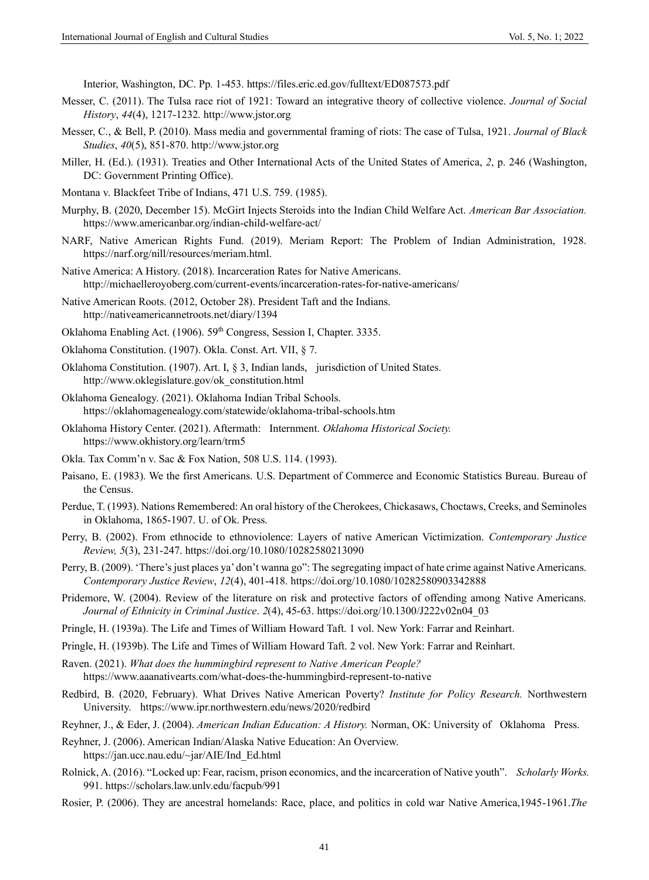Interior, Washington, DC. Pp. 1-453. https://files.eric.ed.gov/fulltext/ED087573.pdf

Messer, C. (2011). The Tulsa race riot of 1921: Toward an integrative theory of collective violence. *Journal of Social History*, *44*(4), 1217-1232. http://www.jstor.org

Messer, C., & Bell, P. (2010). Mass media and governmental framing of riots: The case of Tulsa, 1921. *Journal of Black Studies*, *40*(5), 851-870. http://www.jstor.org

Miller, H. (Ed.). (1931). Treaties and Other International Acts of the United States of America, *2*, p. 246 (Washington, DC: Government Printing Office).

Montana v. Blackfeet Tribe of Indians, 471 U.S. 759. (1985).

Murphy, B. (2020, December 15). McGirt Injects Steroids into the Indian Child Welfare Act. *American Bar Association.* https://www.americanbar.org/indian-child-welfare-act/

NARF, Native American Rights Fund. (2019). Meriam Report: The Problem of Indian Administration, 1928. https://narf.org/nill/resources/meriam.html.

Native America: A History. (2018). Incarceration Rates for Native Americans. http://michaelleroyoberg.com/current-events/incarceration-rates-for-native-americans/

Native American Roots. (2012, October 28). President Taft and the Indians. http://nativeamericannetroots.net/diary/1394

Oklahoma Enabling Act. (1906). 59th Congress, Session I, Chapter. 3335.

Oklahoma Constitution. (1907). Okla. Const. Art. VII, § 7.

Oklahoma Constitution. (1907). Art. I, § 3, Indian lands, jurisdiction of United States. http://www.oklegislature.gov/ok_constitution.html

Oklahoma Genealogy. (2021). Oklahoma Indian Tribal Schools. https://oklahomagenealogy.com/statewide/oklahoma-tribal-schools.htm

Oklahoma History Center. (2021). Aftermath: Internment. *Oklahoma Historical Society.* https://www.okhistory.org/learn/trm5

Okla. Tax Comm'n v. Sac & Fox Nation, 508 U.S. 114. (1993).

Paisano, E. (1983). We the first Americans. U.S. Department of Commerce and Economic Statistics Bureau. Bureau of the Census.

Perdue, T. (1993). Nations Remembered: An oral history of the Cherokees, Chickasaws, Choctaws, Creeks, and Seminoles in Oklahoma, 1865-1907. U. of Ok. Press.

Perry, B. (2002). From ethnocide to ethnoviolence: Layers of native American Victimization. *Contemporary Justice Review, 5*(3), 231-247. https://doi.org/10.1080/10282580213090

Perry, B. (2009). 'There's just places ya' don't wanna go": The segregating impact of hate crime against Native Americans. *Contemporary Justice Review*, *12*(4), 401-418. https://doi.org/10.1080/10282580903342888

Pridemore, W. (2004). Review of the literature on risk and protective factors of offending among Native Americans. *Journal of Ethnicity in Criminal Justice*. *2*(4), 45-63. https://doi.org/10.1300/J222v02n04_03

Pringle, H. (1939a). The Life and Times of William Howard Taft. 1 vol. New York: Farrar and Reinhart.

Pringle, H. (1939b). The Life and Times of William Howard Taft. 2 vol. New York: Farrar and Reinhart.

Raven. (2021). *What does the hummingbird represent to Native American People?* https://www.aaanativearts.com/what-does-the-hummingbird-represent-to-native

Redbird, B. (2020, February). What Drives Native American Poverty? *Institute for Policy Research.* Northwestern University. https://www.ipr.northwestern.edu/news/2020/redbird

Reyhner, J., & Eder, J. (2004). *American Indian Education: A History.* Norman, OK: University of Oklahoma Press.

Reyhner, J. (2006). American Indian/Alaska Native Education: An Overview. https://jan.ucc.nau.edu/~jar/AIE/Ind_Ed.html

Rolnick, A. (2016). "Locked up: Fear, racism, prison economics, and the incarceration of Native youth". *Scholarly Works.* 991. https://scholars.law.unlv.edu/facpub/991

Rosier, P. (2006). They are ancestral homelands: Race, place, and politics in cold war Native America,1945-1961.*The*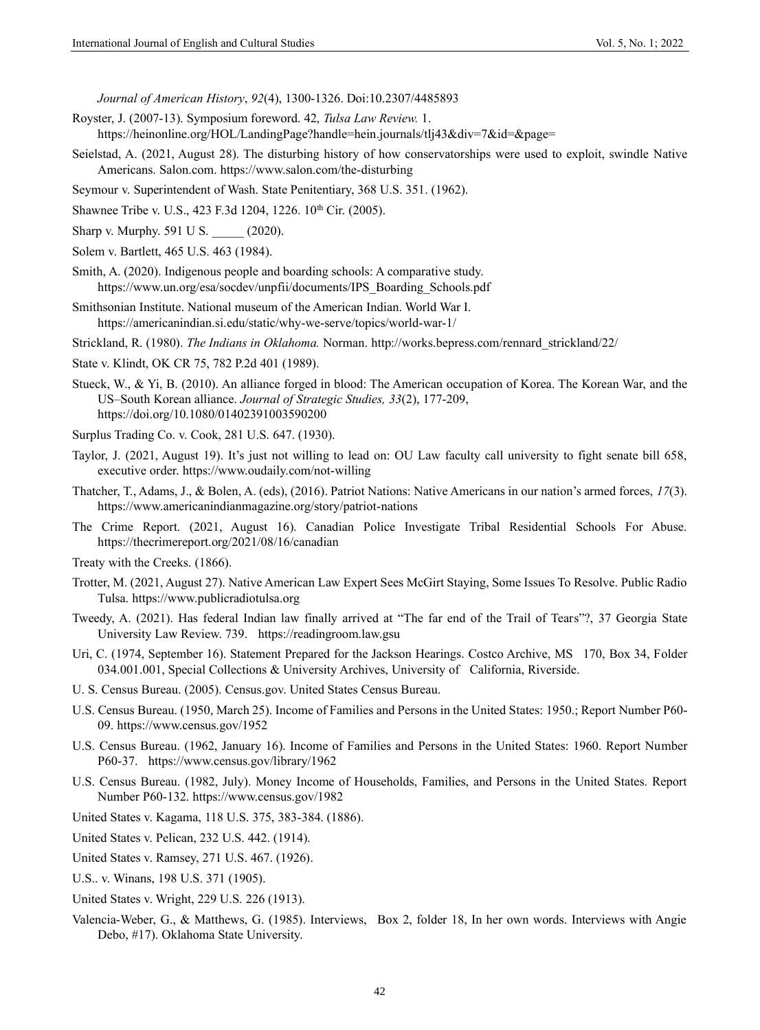*Journal of American History*, *92*(4), 1300-1326. Doi:10.2307/4485893

Royster, J. (2007-13). Symposium foreword. 42, *Tulsa Law Review.* 1. https://heinonline.org/HOL/LandingPage?handle=hein.journals/tlj43&div=7&id=&page=

Seielstad, A. (2021, August 28). The disturbing history of how conservatorships were used to exploit, swindle Native Americans. Salon.com. https://www.salon.com/the-disturbing

Seymour v. Superintendent of Wash. State Penitentiary, 368 U.S. 351. (1962).

Shawnee Tribe v. U.S., 423 F.3d 1204, 1226. 10th Cir. (2005).

Sharp v. Murphy. 591 U S. _____ (2020).

Solem v. Bartlett, 465 U.S. 463 (1984).

Smith, A. (2020). Indigenous people and boarding schools: A comparative study. https://www.un.org/esa/socdev/unpfii/documents/IPS_Boarding_Schools.pdf

Smithsonian Institute. National museum of the American Indian. World War I. https://americanindian.si.edu/static/why-we-serve/topics/world-war-1/

Strickland, R. (1980). *The Indians in Oklahoma.* Norman. http://works.bepress.com/rennard_strickland/22/

State v. Klindt, OK CR 75, 782 P.2d 401 (1989).

Stueck, W., & Yi, B. (2010). An alliance forged in blood: The American occupation of Korea. The Korean War, and the US–South Korean alliance. *Journal of Strategic Studies, 33*(2), 177-209, https://doi.org/10.1080/01402391003590200

Surplus Trading Co. v. Cook, 281 U.S. 647. (1930).

Taylor, J. (2021, August 19). It's just not willing to lead on: OU Law faculty call university to fight senate bill 658, executive order. https://www.oudaily.com/not-willing

Thatcher, T., Adams, J., & Bolen, A. (eds), (2016). Patriot Nations: Native Americans in our nation's armed forces, *17*(3). https://www.americanindianmagazine.org/story/patriot-nations

The Crime Report. (2021, August 16). Canadian Police Investigate Tribal Residential Schools For Abuse. https://thecrimereport.org/2021/08/16/canadian

Treaty with the Creeks. (1866).

Trotter, M. (2021, August 27). Native American Law Expert Sees McGirt Staying, Some Issues To Resolve. Public Radio Tulsa. https://www.publicradiotulsa.org

Tweedy, A. (2021). Has federal Indian law finally arrived at "The far end of the Trail of Tears"?, 37 Georgia State University Law Review. 739. https://readingroom.law.gsu

Uri, C. (1974, September 16). Statement Prepared for the Jackson Hearings. Costco Archive, MS 170, Box 34, Folder 034.001.001, Special Collections & University Archives, University of California, Riverside.

U. S. Census Bureau. (2005). Census.gov. United States Census Bureau.

U.S. Census Bureau. (1950, March 25). Income of Families and Persons in the United States: 1950.; Report Number P60-09. https://www.census.gov/1952

U.S. Census Bureau. (1962, January 16). Income of Families and Persons in the United States: 1960. Report Number P60-37. https://www.census.gov/library/1962

U.S. Census Bureau. (1982, July). Money Income of Households, Families, and Persons in the United States. Report Number P60-132. https://www.census.gov/1982

United States v. Kagama, 118 U.S. 375, 383-384. (1886).

United States v. Pelican, 232 U.S. 442. (1914).

United States v. Ramsey, 271 U.S. 467. (1926).

U.S.. v. Winans, 198 U.S. 371 (1905).

United States v. Wright, 229 U.S. 226 (1913).

Valencia-Weber, G., & Matthews, G. (1985). Interviews, Box 2, folder 18, In her own words. Interviews with Angie Debo, #17). Oklahoma State University.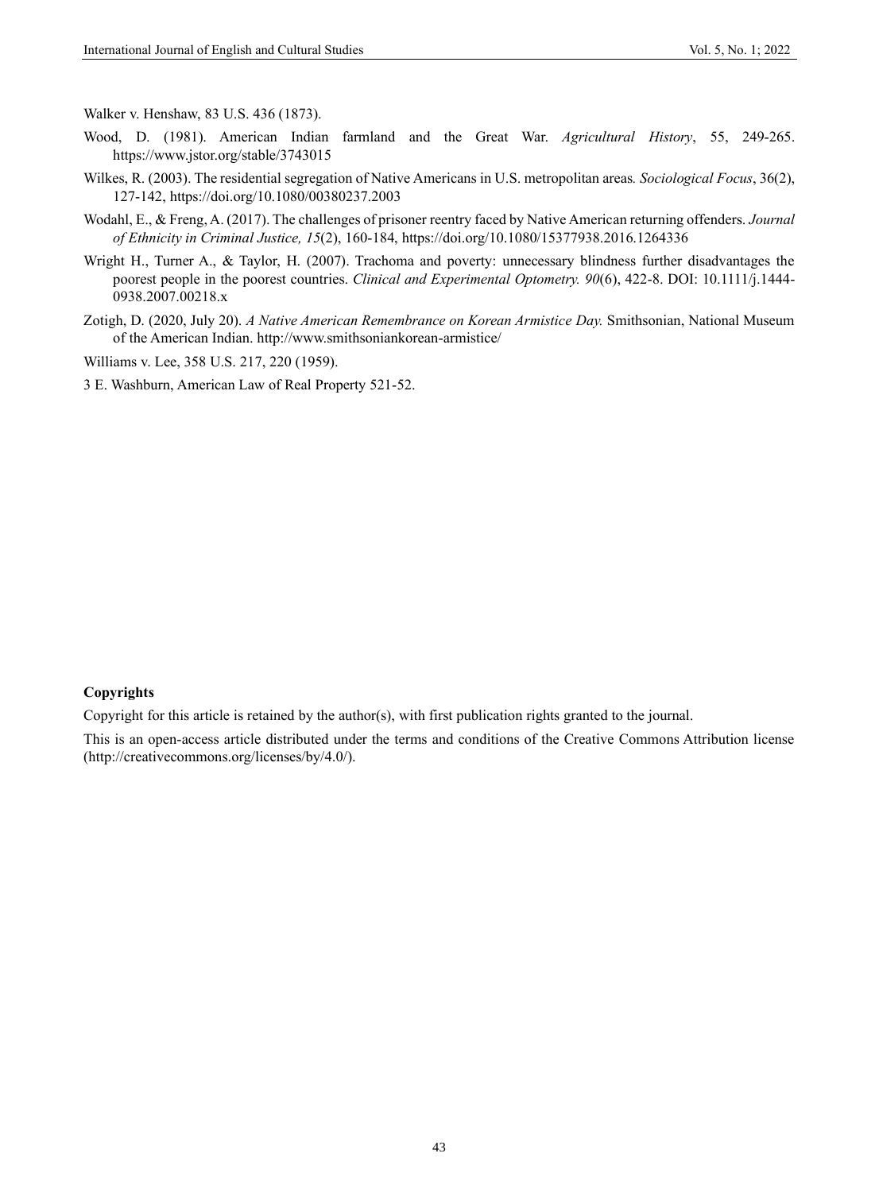Walker v. Henshaw, 83 U.S. 436 (1873).

Wood, D. (1981). American Indian farmland and the Great War. *Agricultural History*, 55, 249-265. https://www.jstor.org/stable/3743015

Wilkes, R. (2003). The residential segregation of Native Americans in U.S. metropolitan areas. *Sociological Focus*, 36(2), 127-142, https://doi.org/10.1080/00380237.2003

Wodahl, E., & Freng, A. (2017). The challenges of prisoner reentry faced by Native American returning offenders. *Journal of Ethnicity in Criminal Justice, 15*(2), 160-184, https://doi.org/10.1080/15377938.2016.1264336

Wright H., Turner A., & Taylor, H. (2007). Trachoma and poverty: unnecessary blindness further disadvantages the poorest people in the poorest countries. *Clinical and Experimental Optometry. 90*(6), 422-8. DOI: 10.1111/j.1444-0938.2007.00218.x

Zotigh, D. (2020, July 20). *A Native American Remembrance on Korean Armistice Day.* Smithsonian, National Museum of the American Indian. http://www.smithsoniankorean-armistice/

Williams v. Lee, 358 U.S. 217, 220 (1959).

3 E. Washburn, American Law of Real Property 521-52.

**Copyrights**

Copyright for this article is retained by the author(s), with first publication rights granted to the journal.

This is an open-access article distributed under the terms and conditions of the Creative Commons Attribution license (http://creativecommons.org/licenses/by/4.0/).